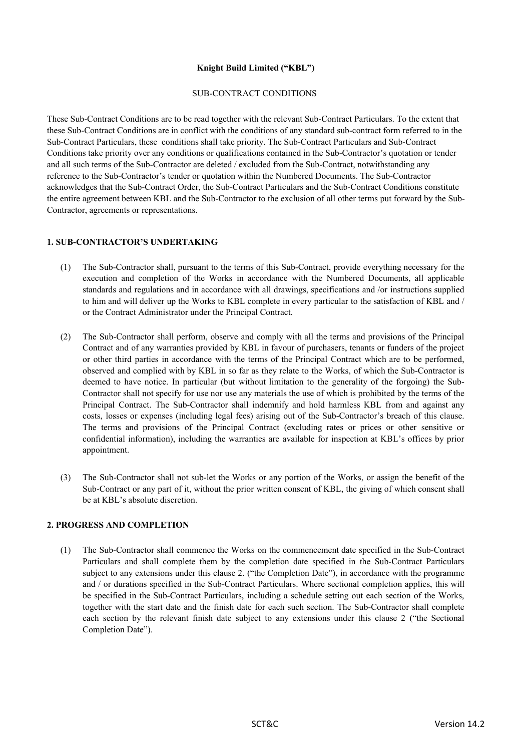**Knight Build Limited ("KBL")**

SUB-CONTRACT CONDITIONS

These Sub-Contract Conditions are to be read together with the relevant Sub-Contract Particulars. To the extent that these Sub-Contract Conditions are in conflict with the conditions of any standard sub-contract form referred to in the Sub-Contract Particulars, these conditions shall take priority. The Sub-Contract Particulars and Sub-Contract Conditions take priority over any conditions or qualifications contained in the Sub-Contractor's quotation or tender and all such terms of the Sub-Contractor are deleted / excluded from the Sub-Contract, notwithstanding any reference to the Sub-Contractor's tender or quotation within the Numbered Documents. The Sub-Contractor acknowledges that the Sub-Contract Order, the Sub-Contract Particulars and the Sub-Contract Conditions constitute the entire agreement between KBL and the Sub-Contractor to the exclusion of all other terms put forward by the Sub-Contractor, agreements or representations.

## 1. SUB-CONTRACTOR'S UNDERTAKING

(1) The Sub-Contractor shall, pursuant to the terms of this Sub-Contract, provide everything necessary for the execution and completion of the Works in accordance with the Numbered Documents, all applicable standards and regulations and in accordance with all drawings, specifications and /or instructions supplied to him and will deliver up the Works to KBL complete in every particular to the satisfaction of KBL and / or the Contract Administrator under the Principal Contract.

(2) The Sub-Contractor shall perform, observe and comply with all the terms and provisions of the Principal Contract and of any warranties provided by KBL in favour of purchasers, tenants or funders of the project or other third parties in accordance with the terms of the Principal Contract which are to be performed, observed and complied with by KBL in so far as they relate to the Works, of which the Sub-Contractor is deemed to have notice. In particular (but without limitation to the generality of the forgoing) the Sub-Contractor shall not specify for use nor use any materials the use of which is prohibited by the terms of the Principal Contract. The Sub-Contractor shall indemnify and hold harmless KBL from and against any costs, losses or expenses (including legal fees) arising out of the Sub-Contractor's breach of this clause. The terms and provisions of the Principal Contract (excluding rates or prices or other sensitive or confidential information), including the warranties are available for inspection at KBL's offices by prior appointment.

(3) The Sub-Contractor shall not sub-let the Works or any portion of the Works, or assign the benefit of the Sub-Contract or any part of it, without the prior written consent of KBL, the giving of which consent shall be at KBL's absolute discretion.

## 2. PROGRESS AND COMPLETION

(1) The Sub-Contractor shall commence the Works on the commencement date specified in the Sub-Contract Particulars and shall complete them by the completion date specified in the Sub-Contract Particulars subject to any extensions under this clause 2. ("the Completion Date"), in accordance with the programme and / or durations specified in the Sub-Contract Particulars. Where sectional completion applies, this will be specified in the Sub-Contract Particulars, including a schedule setting out each section of the Works, together with the start date and the finish date for each such section. The Sub-Contractor shall complete each section by the relevant finish date subject to any extensions under this clause 2 ("the Sectional Completion Date").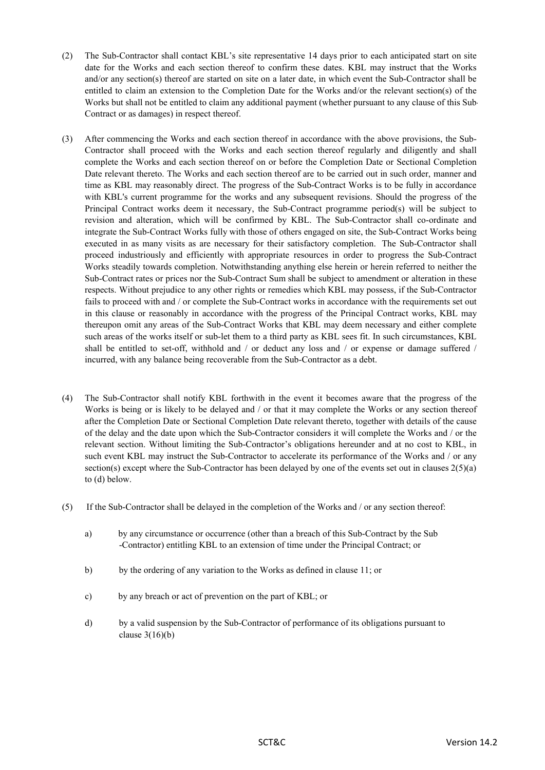(2) The Sub-Contractor shall contact KBL's site representative 14 days prior to each anticipated start on site date for the Works and each section thereof to confirm these dates. KBL may instruct that the Works and/or any section(s) thereof are started on site on a later date, in which event the Sub-Contractor shall be entitled to claim an extension to the Completion Date for the Works and/or the relevant section(s) of the Works but shall not be entitled to claim any additional payment (whether pursuant to any clause of this Sub-Contract or as damages) in respect thereof.

(3) After commencing the Works and each section thereof in accordance with the above provisions, the Sub-Contractor shall proceed with the Works and each section thereof regularly and diligently and shall complete the Works and each section thereof on or before the Completion Date or Sectional Completion Date relevant thereto. The Works and each section thereof are to be carried out in such order, manner and time as KBL may reasonably direct. The progress of the Sub-Contract Works is to be fully in accordance with KBL's current programme for the works and any subsequent revisions. Should the progress of the Principal Contract works deem it necessary, the Sub-Contract programme period(s) will be subject to revision and alteration, which will be confirmed by KBL. The Sub-Contractor shall co-ordinate and integrate the Sub-Contract Works fully with those of others engaged on site, the Sub-Contract Works being executed in as many visits as are necessary for their satisfactory completion. The Sub-Contractor shall proceed industriously and efficiently with appropriate resources in order to progress the Sub-Contract Works steadily towards completion. Notwithstanding anything else herein or herein referred to neither the Sub-Contract rates or prices nor the Sub-Contract Sum shall be subject to amendment or alteration in these respects. Without prejudice to any other rights or remedies which KBL may possess, if the Sub-Contractor fails to proceed with and / or complete the Sub-Contract works in accordance with the requirements set out in this clause or reasonably in accordance with the progress of the Principal Contract works, KBL may thereupon omit any areas of the Sub-Contract Works that KBL may deem necessary and either complete such areas of the works itself or sub-let them to a third party as KBL sees fit. In such circumstances, KBL shall be entitled to set-off, withhold and / or deduct any loss and / or expense or damage suffered / incurred, with any balance being recoverable from the Sub-Contractor as a debt.

(4) The Sub-Contractor shall notify KBL forthwith in the event it becomes aware that the progress of the Works is being or is likely to be delayed and / or that it may complete the Works or any section thereof after the Completion Date or Sectional Completion Date relevant thereto, together with details of the cause of the delay and the date upon which the Sub-Contractor considers it will complete the Works and / or the relevant section. Without limiting the Sub-Contractor's obligations hereunder and at no cost to KBL, in such event KBL may instruct the Sub-Contractor to accelerate its performance of the Works and / or any section(s) except where the Sub-Contractor has been delayed by one of the events set out in clauses 2(5)(a) to (d) below.

(5) If the Sub-Contractor shall be delayed in the completion of the Works and / or any section thereof:

a) by any circumstance or occurrence (other than a breach of this Sub-Contract by the Sub-Contractor) entitling KBL to an extension of time under the Principal Contract; or

b) by the ordering of any variation to the Works as defined in clause 11; or

c) by any breach or act of prevention on the part of KBL; or

d) by a valid suspension by the Sub-Contractor of performance of its obligations pursuant to clause 3(16)(b)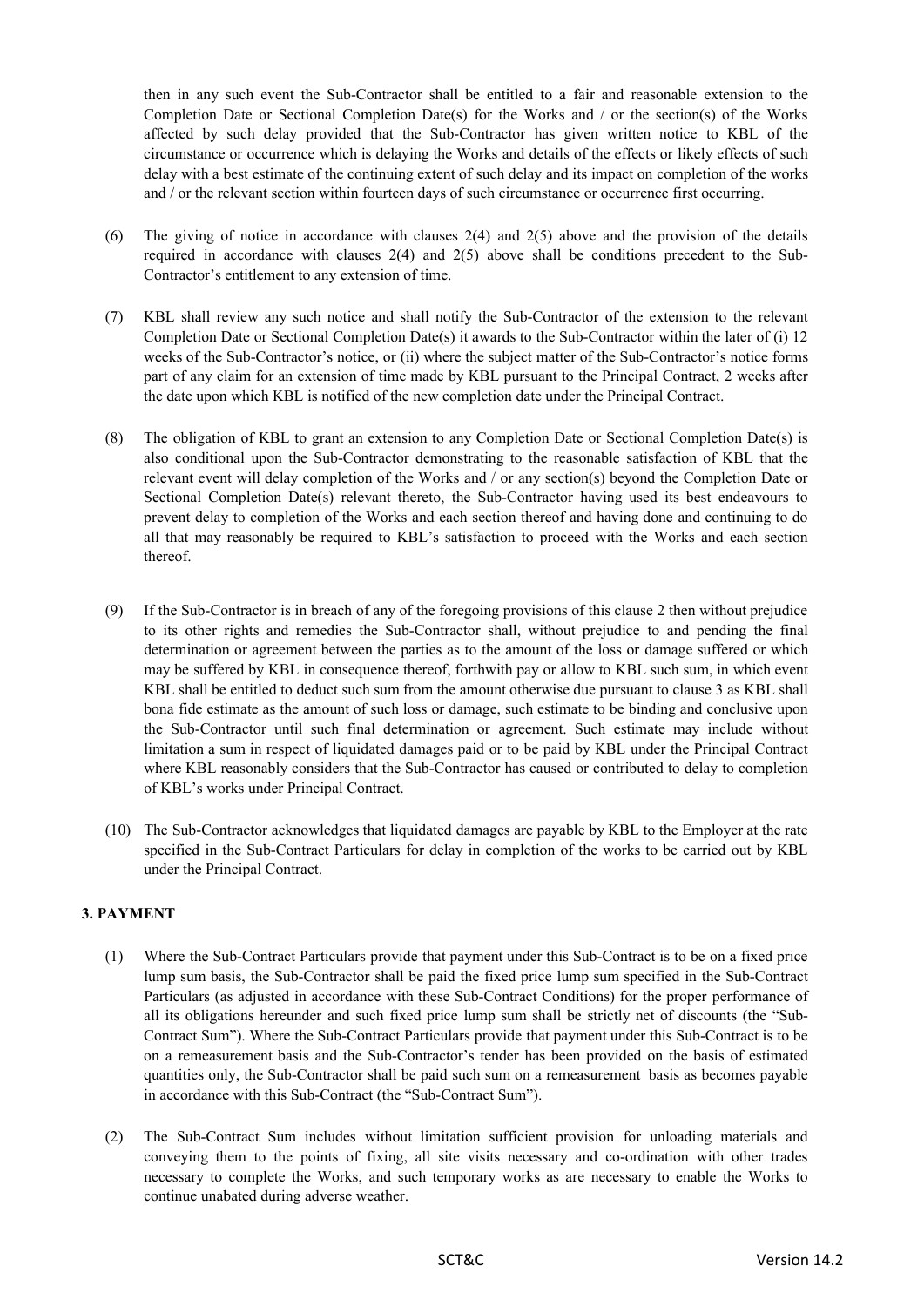then in any such event the Sub-Contractor shall be entitled to a fair and reasonable extension to the Completion Date or Sectional Completion Date(s) for the Works and / or the section(s) of the Works affected by such delay provided that the Sub-Contractor has given written notice to KBL of the circumstance or occurrence which is delaying the Works and details of the effects or likely effects of such delay with a best estimate of the continuing extent of such delay and its impact on completion of the works and / or the relevant section within fourteen days of such circumstance or occurrence first occurring.

(6) The giving of notice in accordance with clauses 2(4) and 2(5) above and the provision of the details required in accordance with clauses 2(4) and 2(5) above shall be conditions precedent to the Sub-Contractor's entitlement to any extension of time.

(7) KBL shall review any such notice and shall notify the Sub-Contractor of the extension to the relevant Completion Date or Sectional Completion Date(s) it awards to the Sub-Contractor within the later of (i) 12 weeks of the Sub-Contractor's notice, or (ii) where the subject matter of the Sub-Contractor's notice forms part of any claim for an extension of time made by KBL pursuant to the Principal Contract, 2 weeks after the date upon which KBL is notified of the new completion date under the Principal Contract.

(8) The obligation of KBL to grant an extension to any Completion Date or Sectional Completion Date(s) is also conditional upon the Sub-Contractor demonstrating to the reasonable satisfaction of KBL that the relevant event will delay completion of the Works and / or any section(s) beyond the Completion Date or Sectional Completion Date(s) relevant thereto, the Sub-Contractor having used its best endeavours to prevent delay to completion of the Works and each section thereof and having done and continuing to do all that may reasonably be required to KBL's satisfaction to proceed with the Works and each section thereof.

(9) If the Sub-Contractor is in breach of any of the foregoing provisions of this clause 2 then without prejudice to its other rights and remedies the Sub-Contractor shall, without prejudice to and pending the final determination or agreement between the parties as to the amount of the loss or damage suffered or which may be suffered by KBL in consequence thereof, forthwith pay or allow to KBL such sum, in which event KBL shall be entitled to deduct such sum from the amount otherwise due pursuant to clause 3 as KBL shall bona fide estimate as the amount of such loss or damage, such estimate to be binding and conclusive upon the Sub-Contractor until such final determination or agreement. Such estimate may include without limitation a sum in respect of liquidated damages paid or to be paid by KBL under the Principal Contract where KBL reasonably considers that the Sub-Contractor has caused or contributed to delay to completion of KBL's works under Principal Contract.

(10) The Sub-Contractor acknowledges that liquidated damages are payable by KBL to the Employer at the rate specified in the Sub-Contract Particulars for delay in completion of the works to be carried out by KBL under the Principal Contract.

## 3. PAYMENT

(1) Where the Sub-Contract Particulars provide that payment under this Sub-Contract is to be on a fixed price lump sum basis, the Sub-Contractor shall be paid the fixed price lump sum specified in the Sub-Contract Particulars (as adjusted in accordance with these Sub-Contract Conditions) for the proper performance of all its obligations hereunder and such fixed price lump sum shall be strictly net of discounts (the "Sub-Contract Sum"). Where the Sub-Contract Particulars provide that payment under this Sub-Contract is to be on a remeasurement basis and the Sub-Contractor's tender has been provided on the basis of estimated quantities only, the Sub-Contractor shall be paid such sum on a remeasurement basis as becomes payable in accordance with this Sub-Contract (the "Sub-Contract Sum").

(2) The Sub-Contract Sum includes without limitation sufficient provision for unloading materials and conveying them to the points of fixing, all site visits necessary and co-ordination with other trades necessary to complete the Works, and such temporary works as are necessary to enable the Works to continue unabated during adverse weather.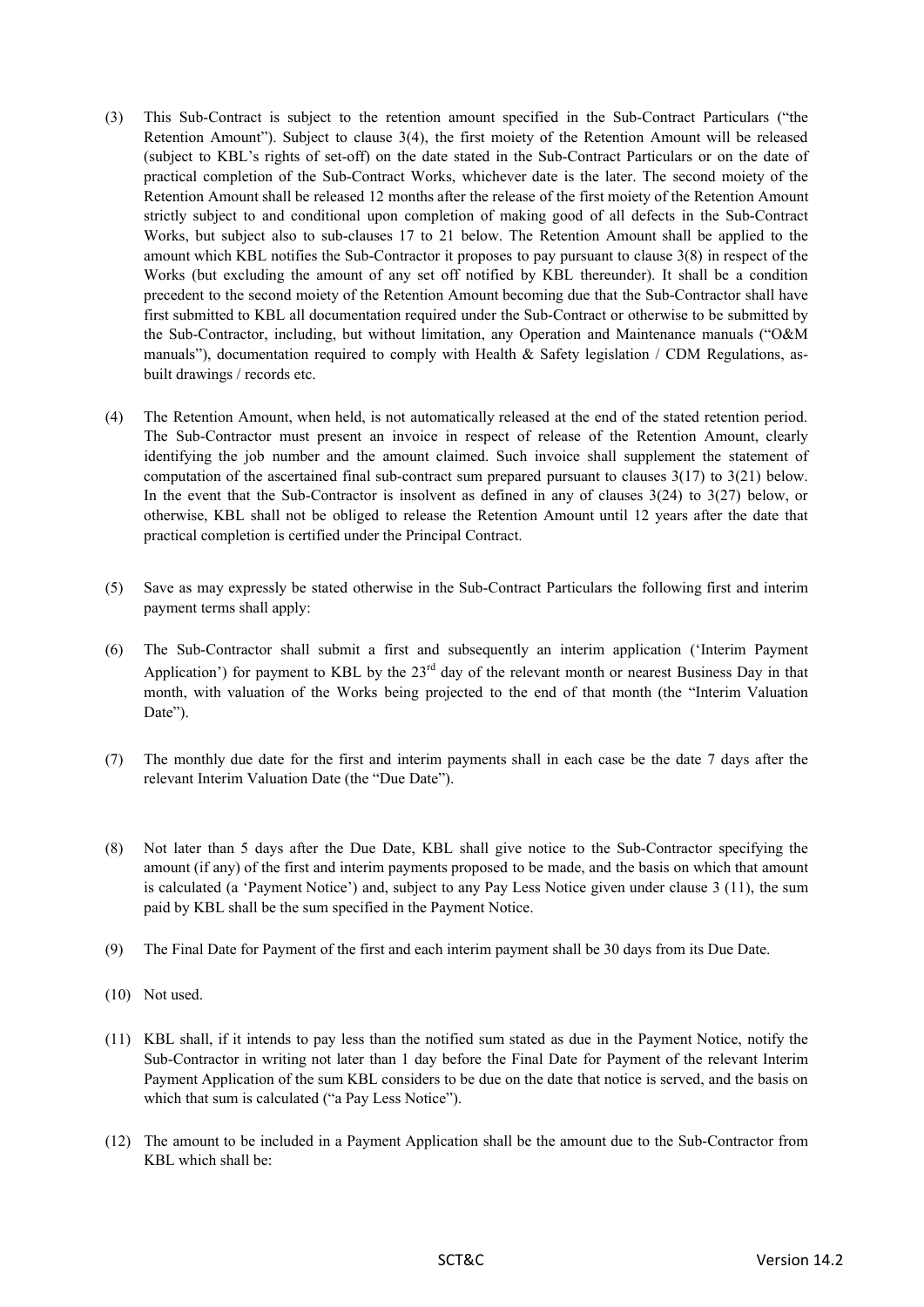(3) This Sub-Contract is subject to the retention amount specified in the Sub-Contract Particulars ("the Retention Amount"). Subject to clause 3(4), the first moiety of the Retention Amount will be released (subject to KBL's rights of set-off) on the date stated in the Sub-Contract Particulars or on the date of practical completion of the Sub-Contract Works, whichever date is the later. The second moiety of the Retention Amount shall be released 12 months after the release of the first moiety of the Retention Amount strictly subject to and conditional upon completion of making good of all defects in the Sub-Contract Works, but subject also to sub-clauses 17 to 21 below. The Retention Amount shall be applied to the amount which KBL notifies the Sub-Contractor it proposes to pay pursuant to clause 3(8) in respect of the Works (but excluding the amount of any set off notified by KBL thereunder). It shall be a condition precedent to the second moiety of the Retention Amount becoming due that the Sub-Contractor shall have first submitted to KBL all documentation required under the Sub-Contract or otherwise to be submitted by the Sub-Contractor, including, but without limitation, any Operation and Maintenance manuals ("O&M manuals"), documentation required to comply with Health & Safety legislation / CDM Regulations, as-built drawings / records etc.

(4) The Retention Amount, when held, is not automatically released at the end of the stated retention period. The Sub-Contractor must present an invoice in respect of release of the Retention Amount, clearly identifying the job number and the amount claimed. Such invoice shall supplement the statement of computation of the ascertained final sub-contract sum prepared pursuant to clauses 3(17) to 3(21) below. In the event that the Sub-Contractor is insolvent as defined in any of clauses 3(24) to 3(27) below, or otherwise, KBL shall not be obliged to release the Retention Amount until 12 years after the date that practical completion is certified under the Principal Contract.

(5) Save as may expressly be stated otherwise in the Sub-Contract Particulars the following first and interim payment terms shall apply:

(6) The Sub-Contractor shall submit a first and subsequently an interim application ('Interim Payment Application') for payment to KBL by the 23rd day of the relevant month or nearest Business Day in that month, with valuation of the Works being projected to the end of that month (the "Interim Valuation Date").

(7) The monthly due date for the first and interim payments shall in each case be the date 7 days after the relevant Interim Valuation Date (the "Due Date").

(8) Not later than 5 days after the Due Date, KBL shall give notice to the Sub-Contractor specifying the amount (if any) of the first and interim payments proposed to be made, and the basis on which that amount is calculated (a 'Payment Notice') and, subject to any Pay Less Notice given under clause 3 (11), the sum paid by KBL shall be the sum specified in the Payment Notice.

(9) The Final Date for Payment of the first and each interim payment shall be 30 days from its Due Date.

(10) Not used.

(11) KBL shall, if it intends to pay less than the notified sum stated as due in the Payment Notice, notify the Sub-Contractor in writing not later than 1 day before the Final Date for Payment of the relevant Interim Payment Application of the sum KBL considers to be due on the date that notice is served, and the basis on which that sum is calculated ("a Pay Less Notice").

(12) The amount to be included in a Payment Application shall be the amount due to the Sub-Contractor from KBL which shall be: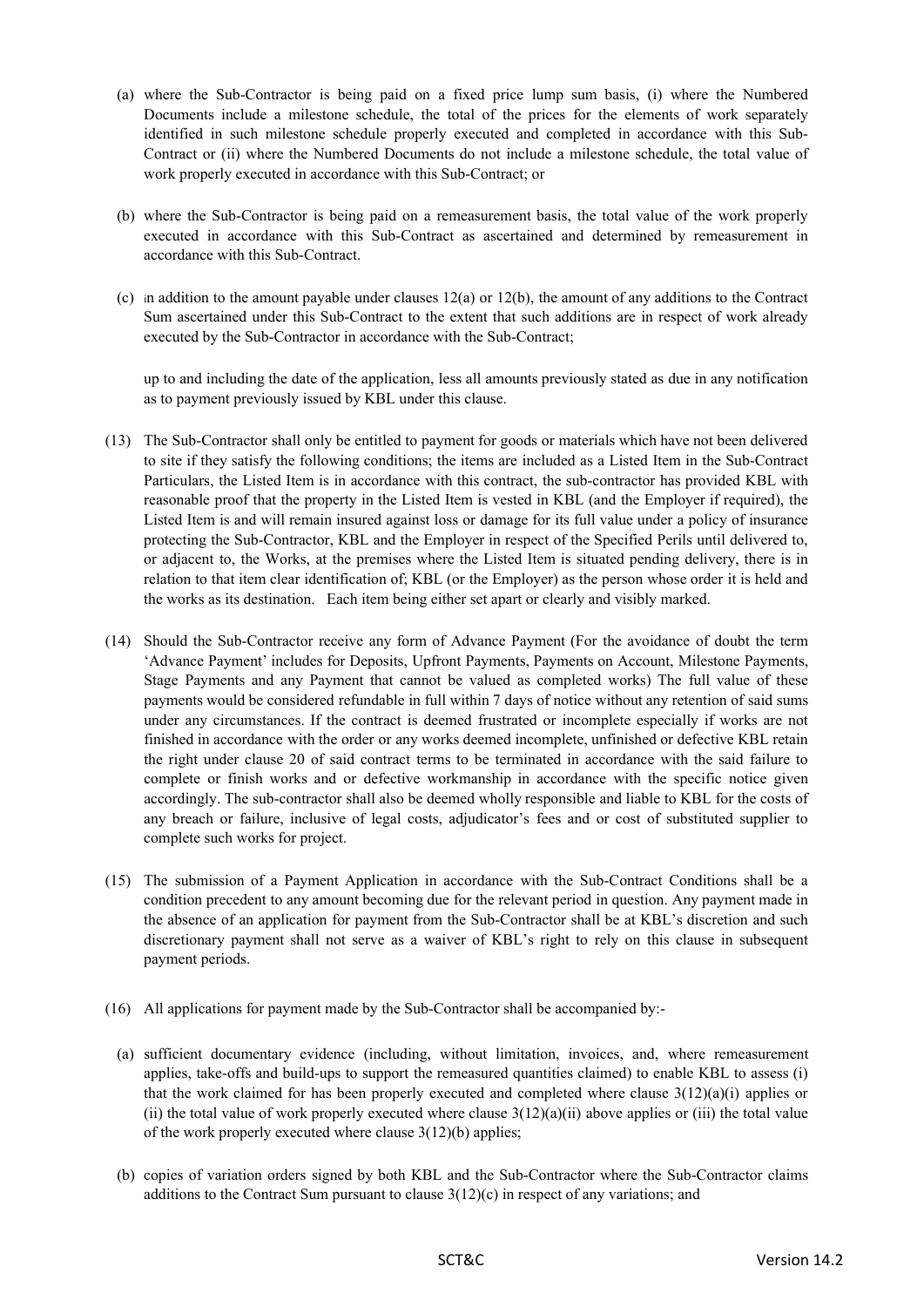(a) where the Sub-Contractor is being paid on a fixed price lump sum basis, (i) where the Numbered Documents include a milestone schedule, the total of the prices for the elements of work separately identified in such milestone schedule properly executed and completed in accordance with this Sub-Contract or (ii) where the Numbered Documents do not include a milestone schedule, the total value of work properly executed in accordance with this Sub-Contract; or

(b) where the Sub-Contractor is being paid on a remeasurement basis, the total value of the work properly executed in accordance with this Sub-Contract as ascertained and determined by remeasurement in accordance with this Sub-Contract.

(c) in addition to the amount payable under clauses 12(a) or 12(b), the amount of any additions to the Contract Sum ascertained under this Sub-Contract to the extent that such additions are in respect of work already executed by the Sub-Contractor in accordance with the Sub-Contract;

up to and including the date of the application, less all amounts previously stated as due in any notification as to payment previously issued by KBL under this clause.

(13) The Sub-Contractor shall only be entitled to payment for goods or materials which have not been delivered to site if they satisfy the following conditions; the items are included as a Listed Item in the Sub-Contract Particulars, the Listed Item is in accordance with this contract, the sub-contractor has provided KBL with reasonable proof that the property in the Listed Item is vested in KBL (and the Employer if required), the Listed Item is and will remain insured against loss or damage for its full value under a policy of insurance protecting the Sub-Contractor, KBL and the Employer in respect of the Specified Perils until delivered to, or adjacent to, the Works, at the premises where the Listed Item is situated pending delivery, there is in relation to that item clear identification of; KBL (or the Employer) as the person whose order it is held and the works as its destination. Each item being either set apart or clearly and visibly marked.

(14) Should the Sub-Contractor receive any form of Advance Payment (For the avoidance of doubt the term 'Advance Payment' includes for Deposits, Upfront Payments, Payments on Account, Milestone Payments, Stage Payments and any Payment that cannot be valued as completed works) The full value of these payments would be considered refundable in full within 7 days of notice without any retention of said sums under any circumstances. If the contract is deemed frustrated or incomplete especially if works are not finished in accordance with the order or any works deemed incomplete, unfinished or defective KBL retain the right under clause 20 of said contract terms to be terminated in accordance with the said failure to complete or finish works and or defective workmanship in accordance with the specific notice given accordingly. The sub-contractor shall also be deemed wholly responsible and liable to KBL for the costs of any breach or failure, inclusive of legal costs, adjudicator's fees and or cost of substituted supplier to complete such works for project.

(15) The submission of a Payment Application in accordance with the Sub-Contract Conditions shall be a condition precedent to any amount becoming due for the relevant period in question. Any payment made in the absence of an application for payment from the Sub-Contractor shall be at KBL's discretion and such discretionary payment shall not serve as a waiver of KBL's right to rely on this clause in subsequent payment periods.

(16) All applications for payment made by the Sub-Contractor shall be accompanied by:-

(a) sufficient documentary evidence (including, without limitation, invoices, and, where remeasurement applies, take-offs and build-ups to support the remeasured quantities claimed) to enable KBL to assess (i) that the work claimed for has been properly executed and completed where clause 3(12)(a)(i) applies or (ii) the total value of work properly executed where clause 3(12)(a)(ii) above applies or (iii) the total value of the work properly executed where clause 3(12)(b) applies;

(b) copies of variation orders signed by both KBL and the Sub-Contractor where the Sub-Contractor claims additions to the Contract Sum pursuant to clause 3(12)(c) in respect of any variations; and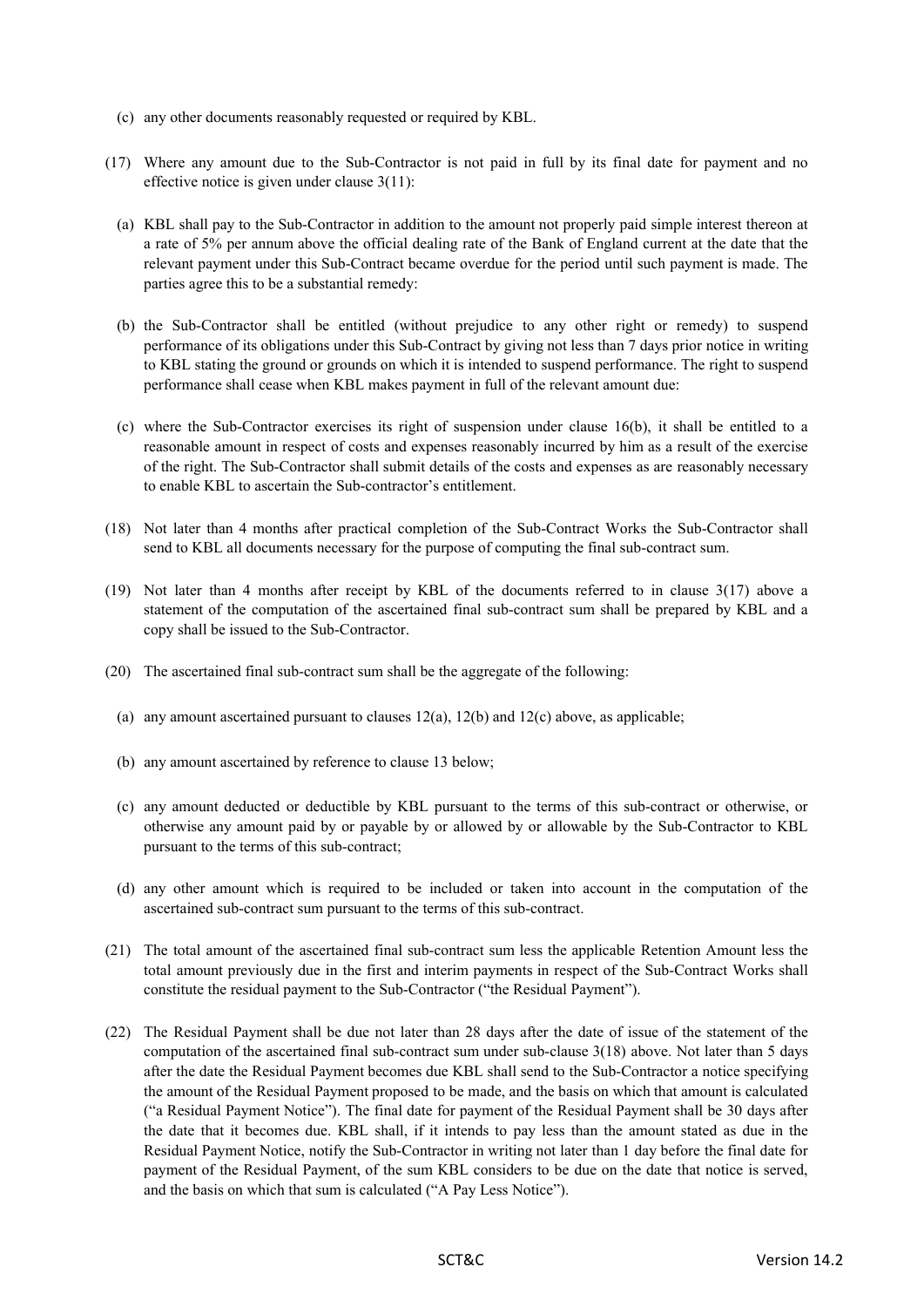(c) any other documents reasonably requested or required by KBL.

(17) Where any amount due to the Sub-Contractor is not paid in full by its final date for payment and no effective notice is given under clause 3(11):

(a) KBL shall pay to the Sub-Contractor in addition to the amount not properly paid simple interest thereon at a rate of 5% per annum above the official dealing rate of the Bank of England current at the date that the relevant payment under this Sub-Contract became overdue for the period until such payment is made. The parties agree this to be a substantial remedy:

(b) the Sub-Contractor shall be entitled (without prejudice to any other right or remedy) to suspend performance of its obligations under this Sub-Contract by giving not less than 7 days prior notice in writing to KBL stating the ground or grounds on which it is intended to suspend performance. The right to suspend performance shall cease when KBL makes payment in full of the relevant amount due:

(c) where the Sub-Contractor exercises its right of suspension under clause 16(b), it shall be entitled to a reasonable amount in respect of costs and expenses reasonably incurred by him as a result of the exercise of the right. The Sub-Contractor shall submit details of the costs and expenses as are reasonably necessary to enable KBL to ascertain the Sub-contractor's entitlement.

(18) Not later than 4 months after practical completion of the Sub-Contract Works the Sub-Contractor shall send to KBL all documents necessary for the purpose of computing the final sub-contract sum.

(19) Not later than 4 months after receipt by KBL of the documents referred to in clause 3(17) above a statement of the computation of the ascertained final sub-contract sum shall be prepared by KBL and a copy shall be issued to the Sub-Contractor.

(20) The ascertained final sub-contract sum shall be the aggregate of the following:

(a) any amount ascertained pursuant to clauses 12(a), 12(b) and 12(c) above, as applicable;

(b) any amount ascertained by reference to clause 13 below;

(c) any amount deducted or deductible by KBL pursuant to the terms of this sub-contract or otherwise, or otherwise any amount paid by or payable by or allowed by or allowable by the Sub-Contractor to KBL pursuant to the terms of this sub-contract;

(d) any other amount which is required to be included or taken into account in the computation of the ascertained sub-contract sum pursuant to the terms of this sub-contract.

(21) The total amount of the ascertained final sub-contract sum less the applicable Retention Amount less the total amount previously due in the first and interim payments in respect of the Sub-Contract Works shall constitute the residual payment to the Sub-Contractor ("the Residual Payment").

(22) The Residual Payment shall be due not later than 28 days after the date of issue of the statement of the computation of the ascertained final sub-contract sum under sub-clause 3(18) above. Not later than 5 days after the date the Residual Payment becomes due KBL shall send to the Sub-Contractor a notice specifying the amount of the Residual Payment proposed to be made, and the basis on which that amount is calculated ("a Residual Payment Notice"). The final date for payment of the Residual Payment shall be 30 days after the date that it becomes due. KBL shall, if it intends to pay less than the amount stated as due in the Residual Payment Notice, notify the Sub-Contractor in writing not later than 1 day before the final date for payment of the Residual Payment, of the sum KBL considers to be due on the date that notice is served, and the basis on which that sum is calculated ("A Pay Less Notice").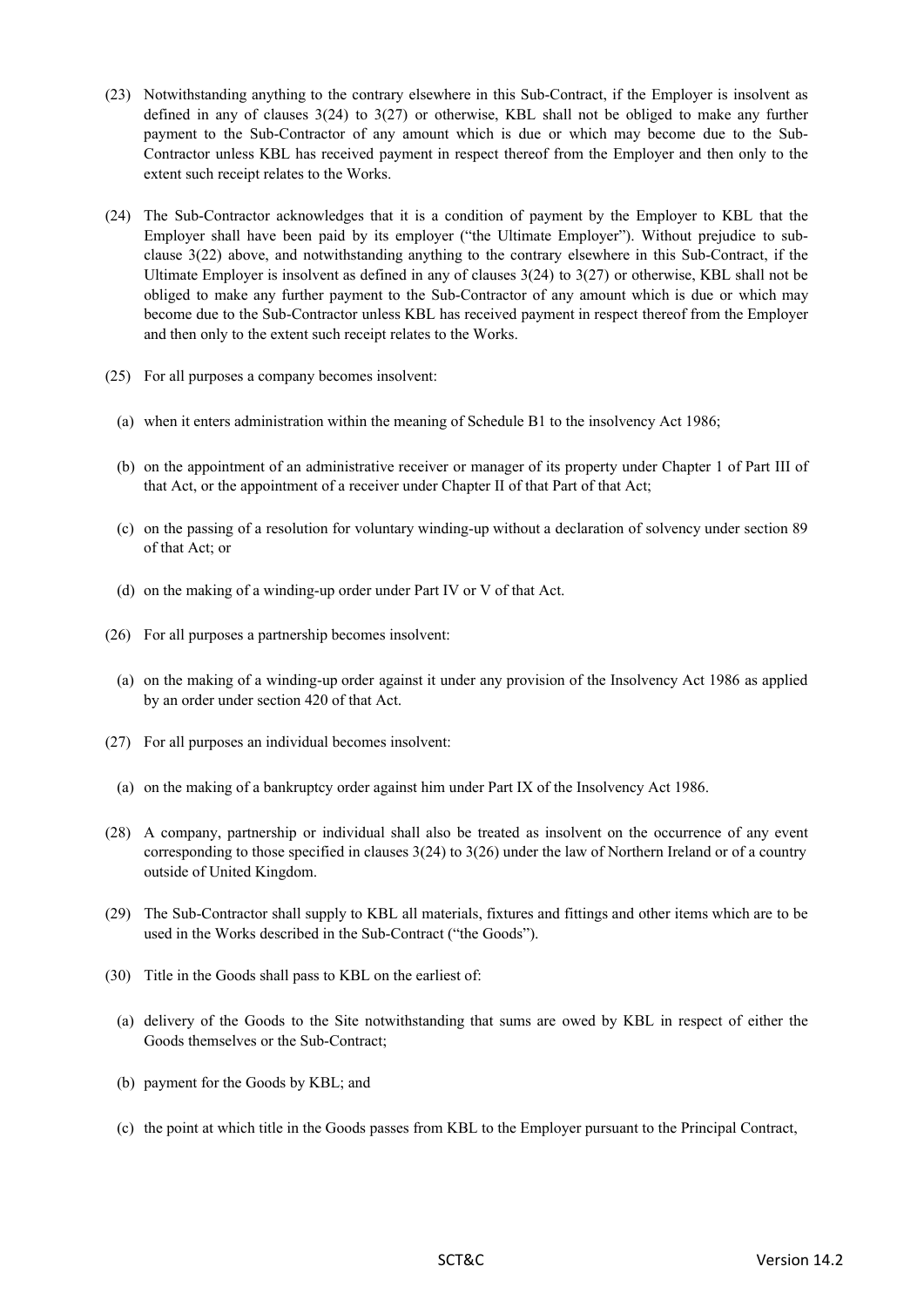(23) Notwithstanding anything to the contrary elsewhere in this Sub-Contract, if the Employer is insolvent as defined in any of clauses 3(24) to 3(27) or otherwise, KBL shall not be obliged to make any further payment to the Sub-Contractor of any amount which is due or which may become due to the Sub-Contractor unless KBL has received payment in respect thereof from the Employer and then only to the extent such receipt relates to the Works.

(24) The Sub-Contractor acknowledges that it is a condition of payment by the Employer to KBL that the Employer shall have been paid by its employer ("the Ultimate Employer"). Without prejudice to sub-clause 3(22) above, and notwithstanding anything to the contrary elsewhere in this Sub-Contract, if the Ultimate Employer is insolvent as defined in any of clauses 3(24) to 3(27) or otherwise, KBL shall not be obliged to make any further payment to the Sub-Contractor of any amount which is due or which may become due to the Sub-Contractor unless KBL has received payment in respect thereof from the Employer and then only to the extent such receipt relates to the Works.

(25) For all purposes a company becomes insolvent:

(a) when it enters administration within the meaning of Schedule B1 to the insolvency Act 1986;

(b) on the appointment of an administrative receiver or manager of its property under Chapter 1 of Part III of that Act, or the appointment of a receiver under Chapter II of that Part of that Act;

(c) on the passing of a resolution for voluntary winding-up without a declaration of solvency under section 89 of that Act; or

(d) on the making of a winding-up order under Part IV or V of that Act.

(26) For all purposes a partnership becomes insolvent:

(a) on the making of a winding-up order against it under any provision of the Insolvency Act 1986 as applied by an order under section 420 of that Act.

(27) For all purposes an individual becomes insolvent:

(a) on the making of a bankruptcy order against him under Part IX of the Insolvency Act 1986.

(28) A company, partnership or individual shall also be treated as insolvent on the occurrence of any event corresponding to those specified in clauses 3(24) to 3(26) under the law of Northern Ireland or of a country outside of United Kingdom.

(29) The Sub-Contractor shall supply to KBL all materials, fixtures and fittings and other items which are to be used in the Works described in the Sub-Contract ("the Goods").

(30) Title in the Goods shall pass to KBL on the earliest of:

(a) delivery of the Goods to the Site notwithstanding that sums are owed by KBL in respect of either the Goods themselves or the Sub-Contract;

(b) payment for the Goods by KBL; and

(c) the point at which title in the Goods passes from KBL to the Employer pursuant to the Principal Contract,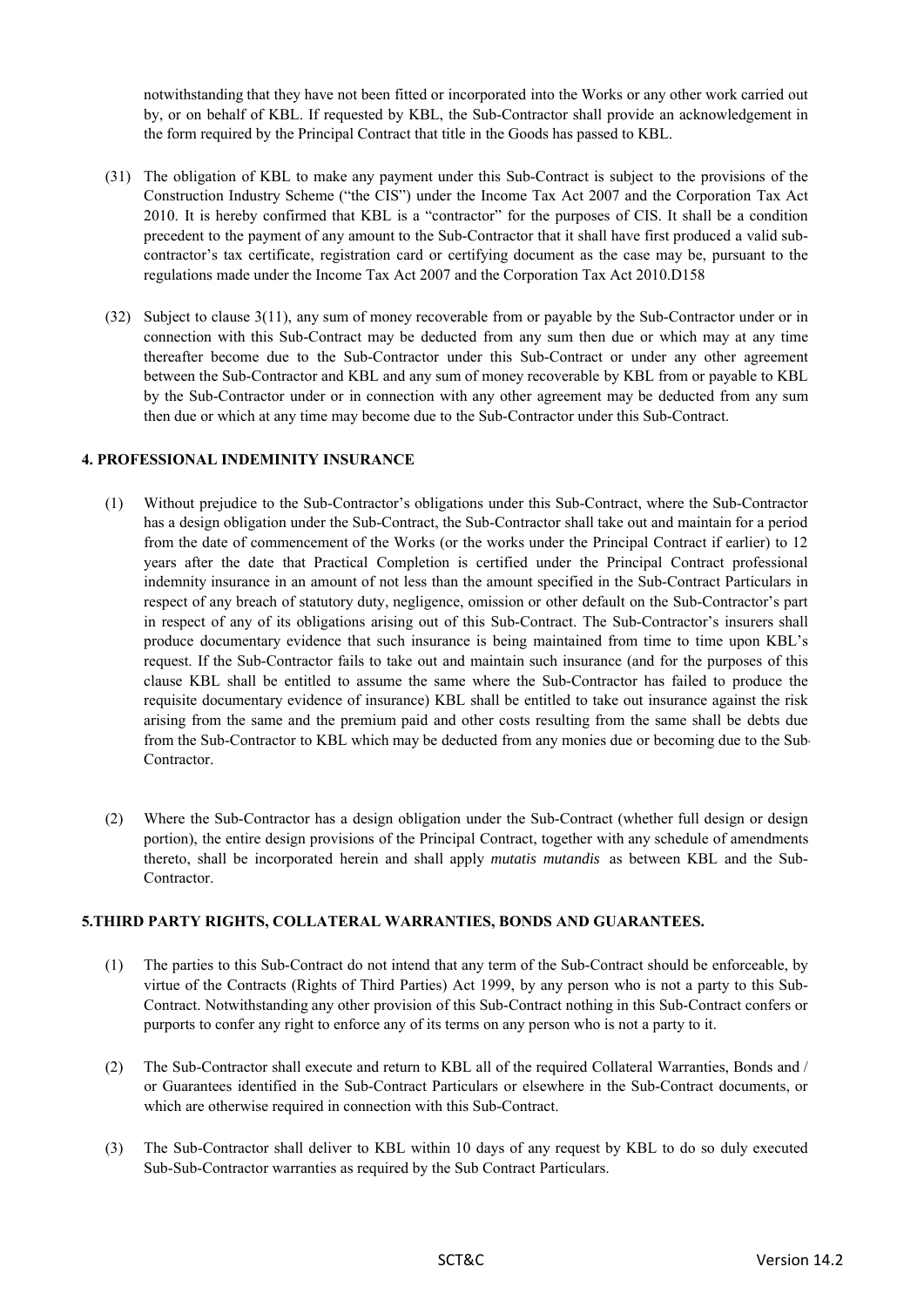notwithstanding that they have not been fitted or incorporated into the Works or any other work carried out by, or on behalf of KBL. If requested by KBL, the Sub-Contractor shall provide an acknowledgement in the form required by the Principal Contract that title in the Goods has passed to KBL.

(31) The obligation of KBL to make any payment under this Sub-Contract is subject to the provisions of the Construction Industry Scheme ("the CIS") under the Income Tax Act 2007 and the Corporation Tax Act 2010. It is hereby confirmed that KBL is a "contractor" for the purposes of CIS. It shall be a condition precedent to the payment of any amount to the Sub-Contractor that it shall have first produced a valid sub-contractor's tax certificate, registration card or certifying document as the case may be, pursuant to the regulations made under the Income Tax Act 2007 and the Corporation Tax Act 2010.D158

(32) Subject to clause 3(11), any sum of money recoverable from or payable by the Sub-Contractor under or in connection with this Sub-Contract may be deducted from any sum then due or which may at any time thereafter become due to the Sub-Contractor under this Sub-Contract or under any other agreement between the Sub-Contractor and KBL and any sum of money recoverable by KBL from or payable to KBL by the Sub-Contractor under or in connection with any other agreement may be deducted from any sum then due or which at any time may become due to the Sub-Contractor under this Sub-Contract.

**4. PROFESSIONAL INDEMINITY INSURANCE**

(1) Without prejudice to the Sub-Contractor's obligations under this Sub-Contract, where the Sub-Contractor has a design obligation under the Sub-Contract, the Sub-Contractor shall take out and maintain for a period from the date of commencement of the Works (or the works under the Principal Contract if earlier) to 12 years after the date that Practical Completion is certified under the Principal Contract professional indemnity insurance in an amount of not less than the amount specified in the Sub-Contract Particulars in respect of any breach of statutory duty, negligence, omission or other default on the Sub-Contractor's part in respect of any of its obligations arising out of this Sub-Contract. The Sub-Contractor's insurers shall produce documentary evidence that such insurance is being maintained from time to time upon KBL's request. If the Sub-Contractor fails to take out and maintain such insurance (and for the purposes of this clause KBL shall be entitled to assume the same where the Sub-Contractor has failed to produce the requisite documentary evidence of insurance) KBL shall be entitled to take out insurance against the risk arising from the same and the premium paid and other costs resulting from the same shall be debts due from the Sub-Contractor to KBL which may be deducted from any monies due or becoming due to the Sub-Contractor.

(2) Where the Sub-Contractor has a design obligation under the Sub-Contract (whether full design or design portion), the entire design provisions of the Principal Contract, together with any schedule of amendments thereto, shall be incorporated herein and shall apply *mutatis mutandis* as between KBL and the Sub-Contractor.

**5.THIRD PARTY RIGHTS, COLLATERAL WARRANTIES, BONDS AND GUARANTEES.**

(1) The parties to this Sub-Contract do not intend that any term of the Sub-Contract should be enforceable, by virtue of the Contracts (Rights of Third Parties) Act 1999, by any person who is not a party to this Sub-Contract. Notwithstanding any other provision of this Sub-Contract nothing in this Sub-Contract confers or purports to confer any right to enforce any of its terms on any person who is not a party to it.

(2) The Sub-Contractor shall execute and return to KBL all of the required Collateral Warranties, Bonds and / or Guarantees identified in the Sub-Contract Particulars or elsewhere in the Sub-Contract documents, or which are otherwise required in connection with this Sub-Contract.

(3) The Sub-Contractor shall deliver to KBL within 10 days of any request by KBL to do so duly executed Sub-Sub-Contractor warranties as required by the Sub Contract Particulars.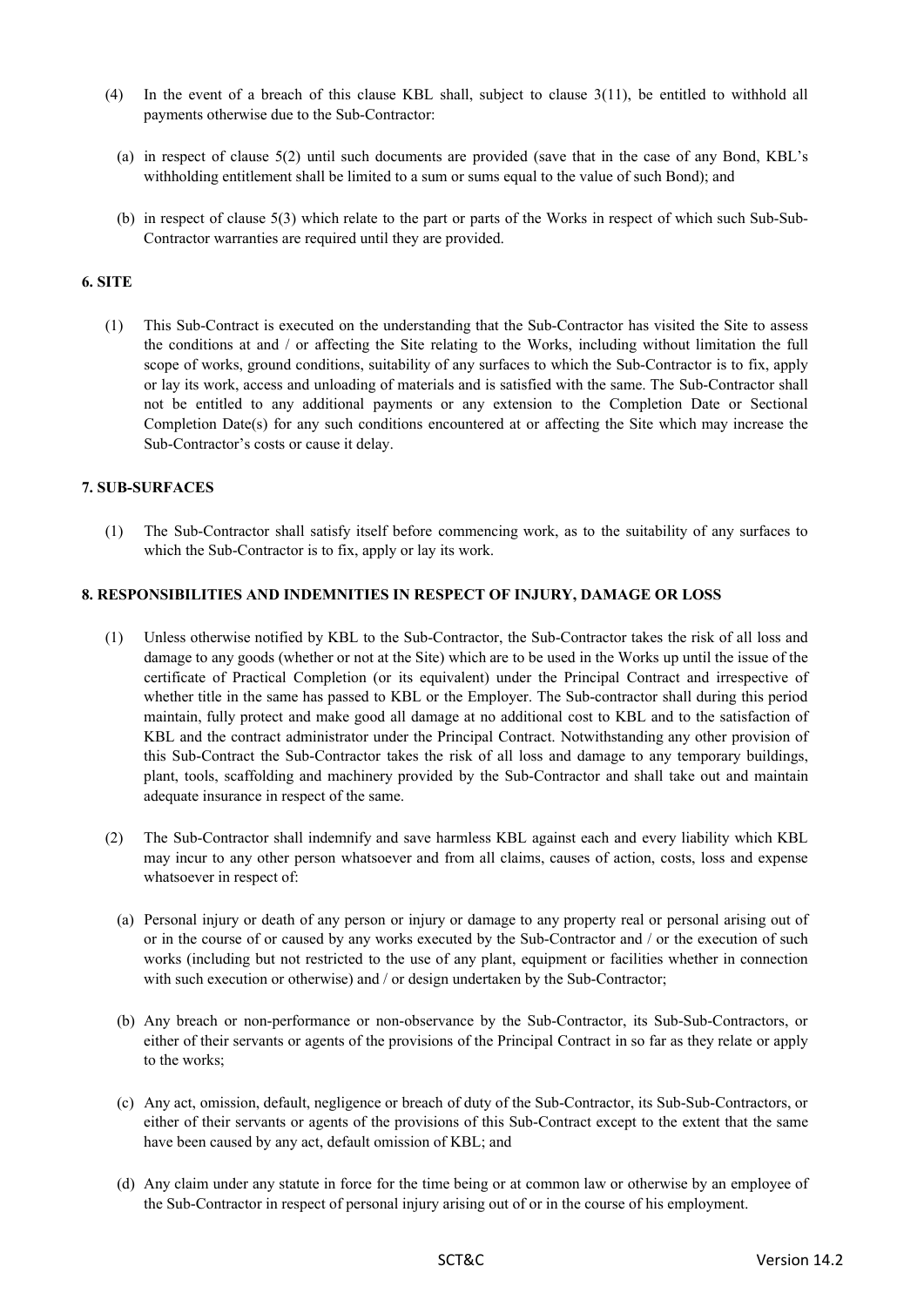(4) In the event of a breach of this clause KBL shall, subject to clause 3(11), be entitled to withhold all payments otherwise due to the Sub-Contractor:

(a) in respect of clause 5(2) until such documents are provided (save that in the case of any Bond, KBL's withholding entitlement shall be limited to a sum or sums equal to the value of such Bond); and

(b) in respect of clause 5(3) which relate to the part or parts of the Works in respect of which such Sub-Sub-Contractor warranties are required until they are provided.

**6. SITE**

(1) This Sub-Contract is executed on the understanding that the Sub-Contractor has visited the Site to assess the conditions at and / or affecting the Site relating to the Works, including without limitation the full scope of works, ground conditions, suitability of any surfaces to which the Sub-Contractor is to fix, apply or lay its work, access and unloading of materials and is satisfied with the same. The Sub-Contractor shall not be entitled to any additional payments or any extension to the Completion Date or Sectional Completion Date(s) for any such conditions encountered at or affecting the Site which may increase the Sub-Contractor's costs or cause it delay.

**7. SUB-SURFACES**

(1) The Sub-Contractor shall satisfy itself before commencing work, as to the suitability of any surfaces to which the Sub-Contractor is to fix, apply or lay its work.

**8. RESPONSIBILITIES AND INDEMNITIES IN RESPECT OF INJURY, DAMAGE OR LOSS**

(1) Unless otherwise notified by KBL to the Sub-Contractor, the Sub-Contractor takes the risk of all loss and damage to any goods (whether or not at the Site) which are to be used in the Works up until the issue of the certificate of Practical Completion (or its equivalent) under the Principal Contract and irrespective of whether title in the same has passed to KBL or the Employer. The Sub-contractor shall during this period maintain, fully protect and make good all damage at no additional cost to KBL and to the satisfaction of KBL and the contract administrator under the Principal Contract. Notwithstanding any other provision of this Sub-Contract the Sub-Contractor takes the risk of all loss and damage to any temporary buildings, plant, tools, scaffolding and machinery provided by the Sub-Contractor and shall take out and maintain adequate insurance in respect of the same.

(2) The Sub-Contractor shall indemnify and save harmless KBL against each and every liability which KBL may incur to any other person whatsoever and from all claims, causes of action, costs, loss and expense whatsoever in respect of:

(a) Personal injury or death of any person or injury or damage to any property real or personal arising out of or in the course of or caused by any works executed by the Sub-Contractor and / or the execution of such works (including but not restricted to the use of any plant, equipment or facilities whether in connection with such execution or otherwise) and / or design undertaken by the Sub-Contractor;

(b) Any breach or non-performance or non-observance by the Sub-Contractor, its Sub-Sub-Contractors, or either of their servants or agents of the provisions of the Principal Contract in so far as they relate or apply to the works;

(c) Any act, omission, default, negligence or breach of duty of the Sub-Contractor, its Sub-Sub-Contractors, or either of their servants or agents of the provisions of this Sub-Contract except to the extent that the same have been caused by any act, default omission of KBL; and

(d) Any claim under any statute in force for the time being or at common law or otherwise by an employee of the Sub-Contractor in respect of personal injury arising out of or in the course of his employment.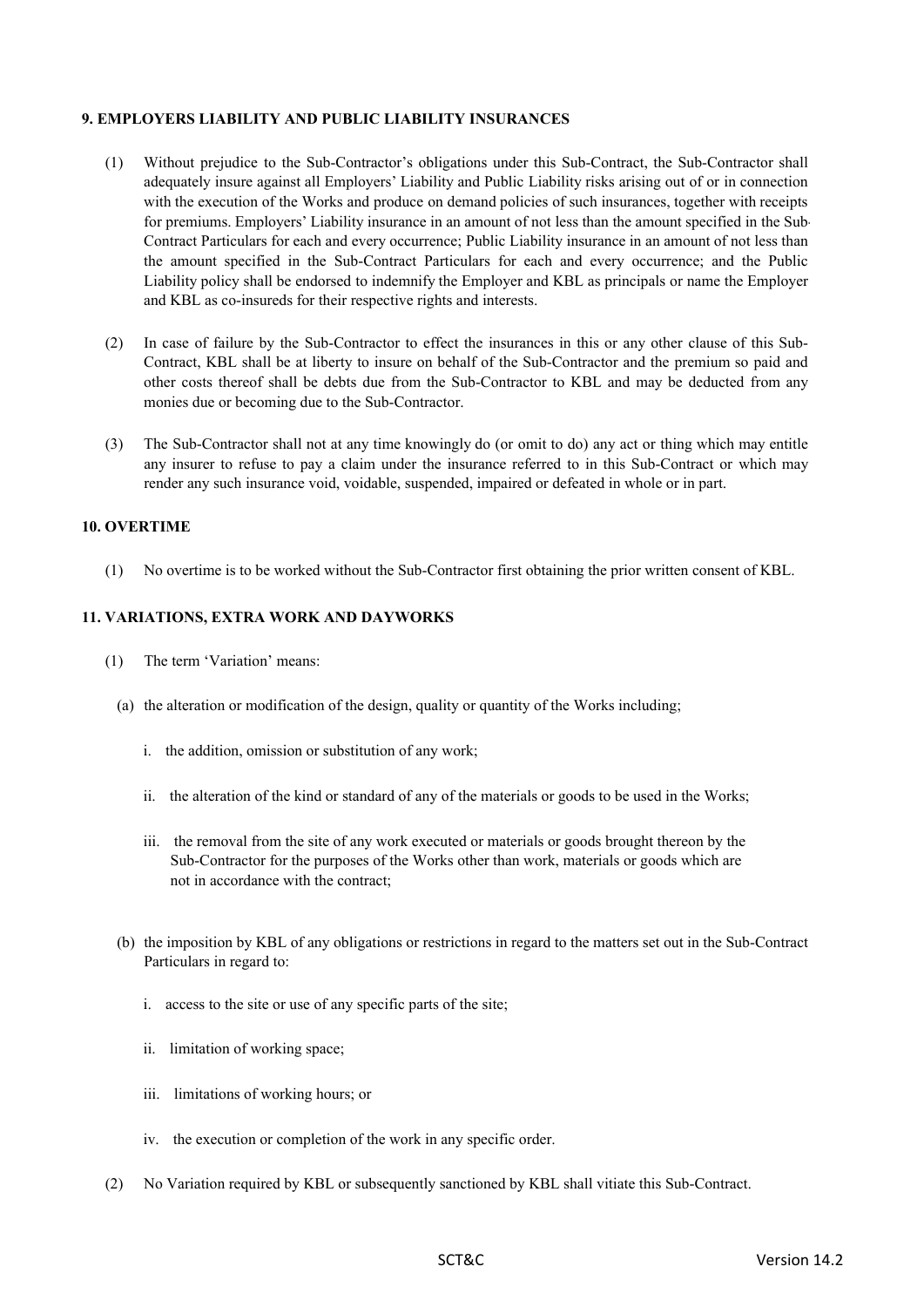### 9. EMPLOYERS LIABILITY AND PUBLIC LIABILITY INSURANCES

(1) Without prejudice to the Sub-Contractor's obligations under this Sub-Contract, the Sub-Contractor shall adequately insure against all Employers' Liability and Public Liability risks arising out of or in connection with the execution of the Works and produce on demand policies of such insurances, together with receipts for premiums. Employers' Liability insurance in an amount of not less than the amount specified in the Sub-Contract Particulars for each and every occurrence; Public Liability insurance in an amount of not less than the amount specified in the Sub-Contract Particulars for each and every occurrence; and the Public Liability policy shall be endorsed to indemnify the Employer and KBL as principals or name the Employer and KBL as co-insureds for their respective rights and interests.

(2) In case of failure by the Sub-Contractor to effect the insurances in this or any other clause of this Sub-Contract, KBL shall be at liberty to insure on behalf of the Sub-Contractor and the premium so paid and other costs thereof shall be debts due from the Sub-Contractor to KBL and may be deducted from any monies due or becoming due to the Sub-Contractor.

(3) The Sub-Contractor shall not at any time knowingly do (or omit to do) any act or thing which may entitle any insurer to refuse to pay a claim under the insurance referred to in this Sub-Contract or which may render any such insurance void, voidable, suspended, impaired or defeated in whole or in part.

### 10. OVERTIME

(1) No overtime is to be worked without the Sub-Contractor first obtaining the prior written consent of KBL.

### 11. VARIATIONS, EXTRA WORK AND DAYWORKS

(1) The term 'Variation' means:

(a) the alteration or modification of the design, quality or quantity of the Works including;

i. the addition, omission or substitution of any work;

ii. the alteration of the kind or standard of any of the materials or goods to be used in the Works;

iii. the removal from the site of any work executed or materials or goods brought thereon by the Sub-Contractor for the purposes of the Works other than work, materials or goods which are not in accordance with the contract;

(b) the imposition by KBL of any obligations or restrictions in regard to the matters set out in the Sub-Contract Particulars in regard to:

i. access to the site or use of any specific parts of the site;

ii. limitation of working space;

iii. limitations of working hours; or

iv. the execution or completion of the work in any specific order.

(2) No Variation required by KBL or subsequently sanctioned by KBL shall vitiate this Sub-Contract.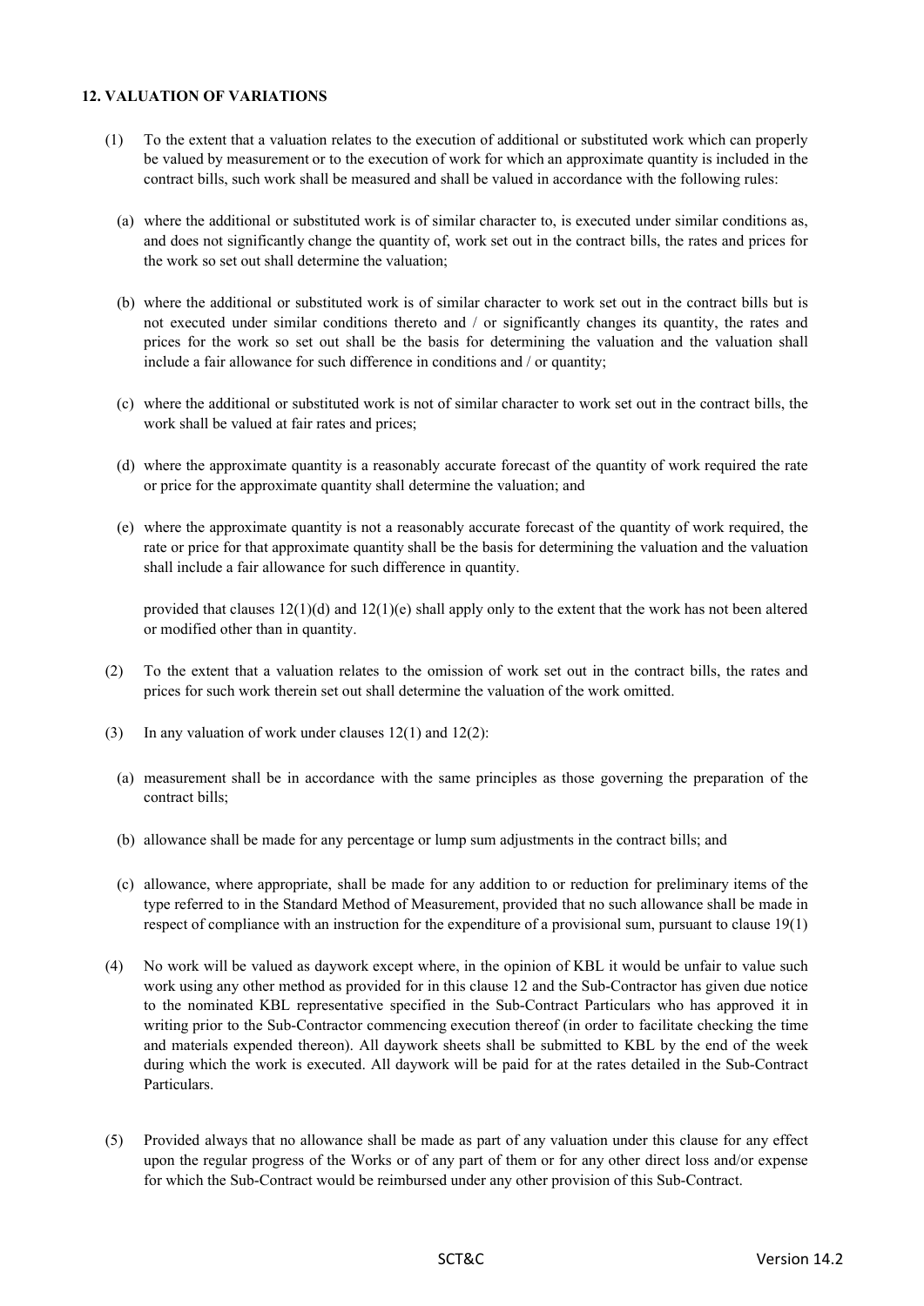## 12. VALUATION OF VARIATIONS

(1) To the extent that a valuation relates to the execution of additional or substituted work which can properly be valued by measurement or to the execution of work for which an approximate quantity is included in the contract bills, such work shall be measured and shall be valued in accordance with the following rules:

(a) where the additional or substituted work is of similar character to, is executed under similar conditions as, and does not significantly change the quantity of, work set out in the contract bills, the rates and prices for the work so set out shall determine the valuation;

(b) where the additional or substituted work is of similar character to work set out in the contract bills but is not executed under similar conditions thereto and / or significantly changes its quantity, the rates and prices for the work so set out shall be the basis for determining the valuation and the valuation shall include a fair allowance for such difference in conditions and / or quantity;

(c) where the additional or substituted work is not of similar character to work set out in the contract bills, the work shall be valued at fair rates and prices;

(d) where the approximate quantity is a reasonably accurate forecast of the quantity of work required the rate or price for the approximate quantity shall determine the valuation; and

(e) where the approximate quantity is not a reasonably accurate forecast of the quantity of work required, the rate or price for that approximate quantity shall be the basis for determining the valuation and the valuation shall include a fair allowance for such difference in quantity.

provided that clauses 12(1)(d) and 12(1)(e) shall apply only to the extent that the work has not been altered or modified other than in quantity.

(2) To the extent that a valuation relates to the omission of work set out in the contract bills, the rates and prices for such work therein set out shall determine the valuation of the work omitted.

(3) In any valuation of work under clauses 12(1) and 12(2):

(a) measurement shall be in accordance with the same principles as those governing the preparation of the contract bills;

(b) allowance shall be made for any percentage or lump sum adjustments in the contract bills; and

(c) allowance, where appropriate, shall be made for any addition to or reduction for preliminary items of the type referred to in the Standard Method of Measurement, provided that no such allowance shall be made in respect of compliance with an instruction for the expenditure of a provisional sum, pursuant to clause 19(1)

(4) No work will be valued as daywork except where, in the opinion of KBL it would be unfair to value such work using any other method as provided for in this clause 12 and the Sub-Contractor has given due notice to the nominated KBL representative specified in the Sub-Contract Particulars who has approved it in writing prior to the Sub-Contractor commencing execution thereof (in order to facilitate checking the time and materials expended thereon). All daywork sheets shall be submitted to KBL by the end of the week during which the work is executed. All daywork will be paid for at the rates detailed in the Sub-Contract Particulars.

(5) Provided always that no allowance shall be made as part of any valuation under this clause for any effect upon the regular progress of the Works or of any part of them or for any other direct loss and/or expense for which the Sub-Contract would be reimbursed under any other provision of this Sub-Contract.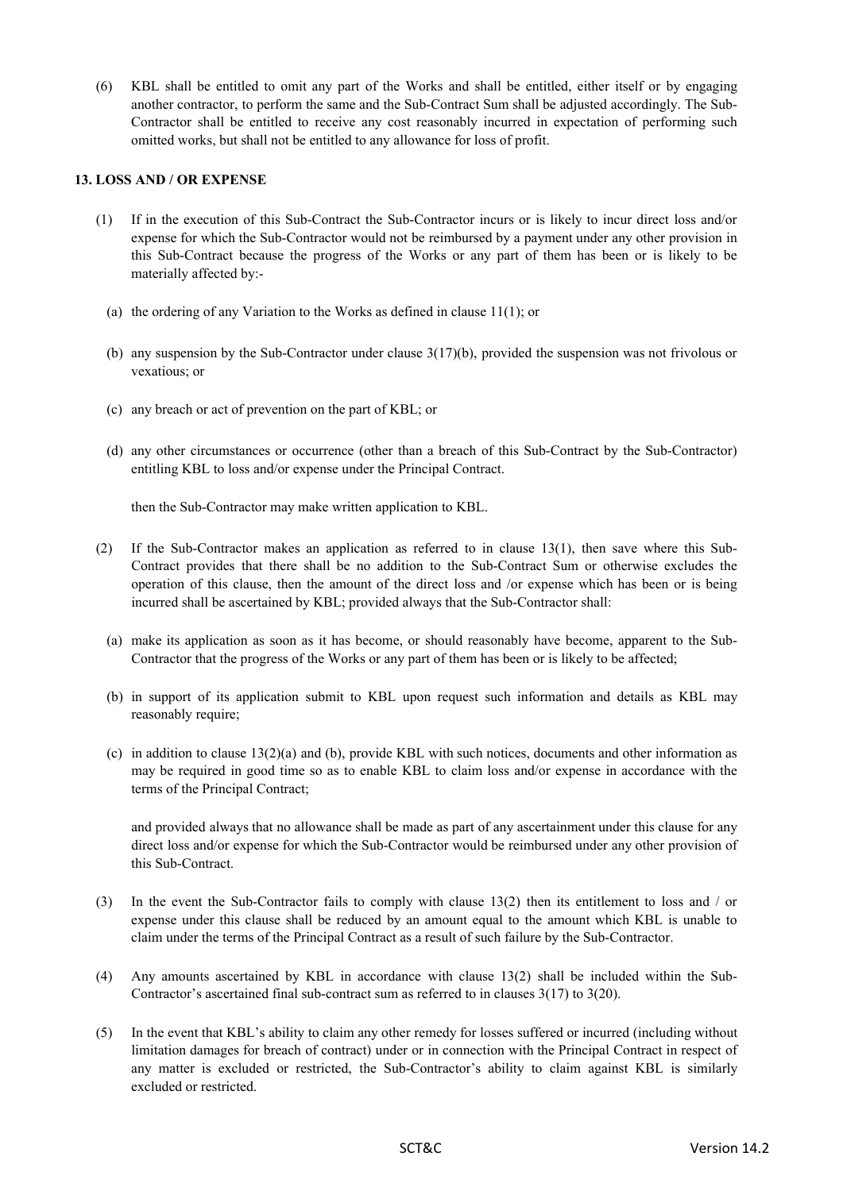(6) KBL shall be entitled to omit any part of the Works and shall be entitled, either itself or by engaging another contractor, to perform the same and the Sub-Contract Sum shall be adjusted accordingly. The Sub-Contractor shall be entitled to receive any cost reasonably incurred in expectation of performing such omitted works, but shall not be entitled to any allowance for loss of profit.

**13. LOSS AND / OR EXPENSE**

(1) If in the execution of this Sub-Contract the Sub-Contractor incurs or is likely to incur direct loss and/or expense for which the Sub-Contractor would not be reimbursed by a payment under any other provision in this Sub-Contract because the progress of the Works or any part of them has been or is likely to be materially affected by:-

(a) the ordering of any Variation to the Works as defined in clause 11(1); or

(b) any suspension by the Sub-Contractor under clause 3(17)(b), provided the suspension was not frivolous or vexatious; or

(c) any breach or act of prevention on the part of KBL; or

(d) any other circumstances or occurrence (other than a breach of this Sub-Contract by the Sub-Contractor) entitling KBL to loss and/or expense under the Principal Contract.

then the Sub-Contractor may make written application to KBL.

(2) If the Sub-Contractor makes an application as referred to in clause 13(1), then save where this Sub-Contract provides that there shall be no addition to the Sub-Contract Sum or otherwise excludes the operation of this clause, then the amount of the direct loss and /or expense which has been or is being incurred shall be ascertained by KBL; provided always that the Sub-Contractor shall:

(a) make its application as soon as it has become, or should reasonably have become, apparent to the Sub-Contractor that the progress of the Works or any part of them has been or is likely to be affected;

(b) in support of its application submit to KBL upon request such information and details as KBL may reasonably require;

(c) in addition to clause 13(2)(a) and (b), provide KBL with such notices, documents and other information as may be required in good time so as to enable KBL to claim loss and/or expense in accordance with the terms of the Principal Contract;

and provided always that no allowance shall be made as part of any ascertainment under this clause for any direct loss and/or expense for which the Sub-Contractor would be reimbursed under any other provision of this Sub-Contract.

(3) In the event the Sub-Contractor fails to comply with clause 13(2) then its entitlement to loss and / or expense under this clause shall be reduced by an amount equal to the amount which KBL is unable to claim under the terms of the Principal Contract as a result of such failure by the Sub-Contractor.

(4) Any amounts ascertained by KBL in accordance with clause 13(2) shall be included within the Sub-Contractor's ascertained final sub-contract sum as referred to in clauses 3(17) to 3(20).

(5) In the event that KBL's ability to claim any other remedy for losses suffered or incurred (including without limitation damages for breach of contract) under or in connection with the Principal Contract in respect of any matter is excluded or restricted, the Sub-Contractor's ability to claim against KBL is similarly excluded or restricted.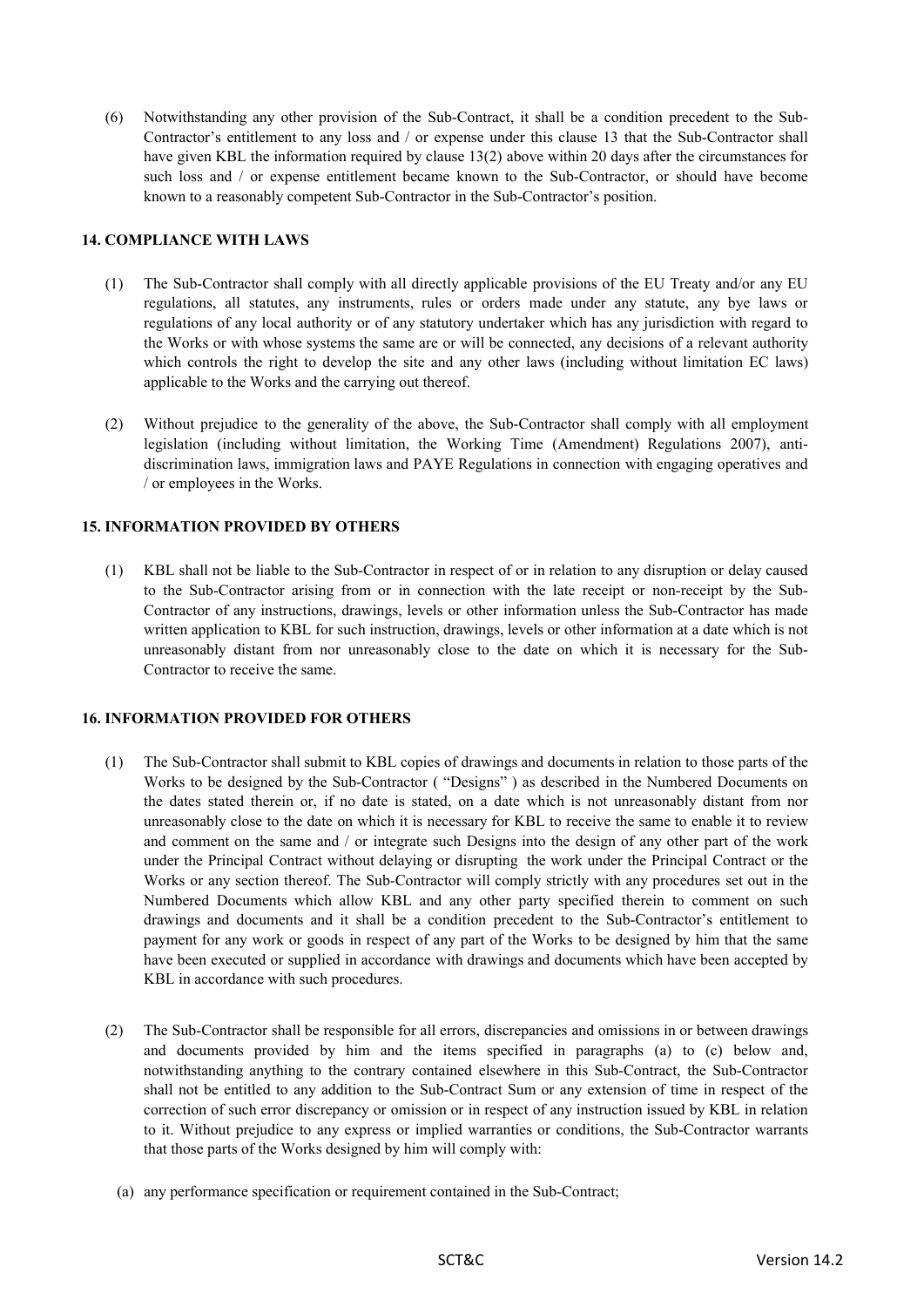(6) Notwithstanding any other provision of the Sub-Contract, it shall be a condition precedent to the Sub-Contractor's entitlement to any loss and / or expense under this clause 13 that the Sub-Contractor shall have given KBL the information required by clause 13(2) above within 20 days after the circumstances for such loss and / or expense entitlement became known to the Sub-Contractor, or should have become known to a reasonably competent Sub-Contractor in the Sub-Contractor's position.

**14. COMPLIANCE WITH LAWS**

(1) The Sub-Contractor shall comply with all directly applicable provisions of the EU Treaty and/or any EU regulations, all statutes, any instruments, rules or orders made under any statute, any bye laws or regulations of any local authority or of any statutory undertaker which has any jurisdiction with regard to the Works or with whose systems the same are or will be connected, any decisions of a relevant authority which controls the right to develop the site and any other laws (including without limitation EC laws) applicable to the Works and the carrying out thereof.

(2) Without prejudice to the generality of the above, the Sub-Contractor shall comply with all employment legislation (including without limitation, the Working Time (Amendment) Regulations 2007), anti-discrimination laws, immigration laws and PAYE Regulations in connection with engaging operatives and / or employees in the Works.

**15. INFORMATION PROVIDED BY OTHERS**

(1) KBL shall not be liable to the Sub-Contractor in respect of or in relation to any disruption or delay caused to the Sub-Contractor arising from or in connection with the late receipt or non-receipt by the Sub-Contractor of any instructions, drawings, levels or other information unless the Sub-Contractor has made written application to KBL for such instruction, drawings, levels or other information at a date which is not unreasonably distant from nor unreasonably close to the date on which it is necessary for the Sub-Contractor to receive the same.

**16. INFORMATION PROVIDED FOR OTHERS**

(1) The Sub-Contractor shall submit to KBL copies of drawings and documents in relation to those parts of the Works to be designed by the Sub-Contractor ( "Designs" ) as described in the Numbered Documents on the dates stated therein or, if no date is stated, on a date which is not unreasonably distant from nor unreasonably close to the date on which it is necessary for KBL to receive the same to enable it to review and comment on the same and / or integrate such Designs into the design of any other part of the work under the Principal Contract without delaying or disrupting the work under the Principal Contract or the Works or any section thereof. The Sub-Contractor will comply strictly with any procedures set out in the Numbered Documents which allow KBL and any other party specified therein to comment on such drawings and documents and it shall be a condition precedent to the Sub-Contractor's entitlement to payment for any work or goods in respect of any part of the Works to be designed by him that the same have been executed or supplied in accordance with drawings and documents which have been accepted by KBL in accordance with such procedures.

(2) The Sub-Contractor shall be responsible for all errors, discrepancies and omissions in or between drawings and documents provided by him and the items specified in paragraphs (a) to (c) below and, notwithstanding anything to the contrary contained elsewhere in this Sub-Contract, the Sub-Contractor shall not be entitled to any addition to the Sub-Contract Sum or any extension of time in respect of the correction of such error discrepancy or omission or in respect of any instruction issued by KBL in relation to it. Without prejudice to any express or implied warranties or conditions, the Sub-Contractor warrants that those parts of the Works designed by him will comply with:

(a) any performance specification or requirement contained in the Sub-Contract;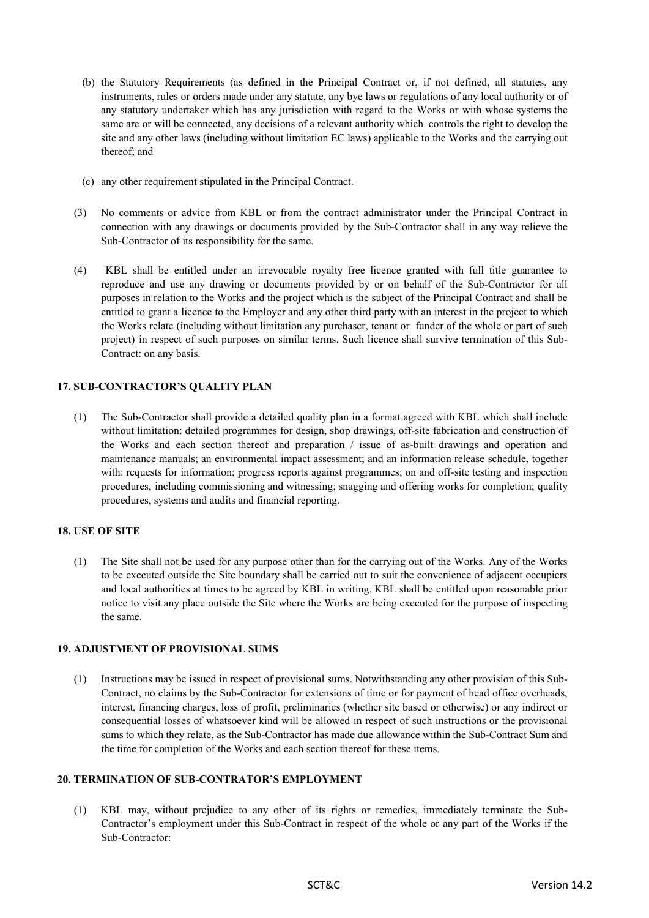(b) the Statutory Requirements (as defined in the Principal Contract or, if not defined, all statutes, any instruments, rules or orders made under any statute, any bye laws or regulations of any local authority or of any statutory undertaker which has any jurisdiction with regard to the Works or with whose systems the same are or will be connected, any decisions of a relevant authority which controls the right to develop the site and any other laws (including without limitation EC laws) applicable to the Works and the carrying out thereof; and

(c) any other requirement stipulated in the Principal Contract.

(3) No comments or advice from KBL or from the contract administrator under the Principal Contract in connection with any drawings or documents provided by the Sub-Contractor shall in any way relieve the Sub-Contractor of its responsibility for the same.

(4) KBL shall be entitled under an irrevocable royalty free licence granted with full title guarantee to reproduce and use any drawing or documents provided by or on behalf of the Sub-Contractor for all purposes in relation to the Works and the project which is the subject of the Principal Contract and shall be entitled to grant a licence to the Employer and any other third party with an interest in the project to which the Works relate (including without limitation any purchaser, tenant or funder of the whole or part of such project) in respect of such purposes on similar terms. Such licence shall survive termination of this Sub-Contract: on any basis.

**17. SUB-CONTRACTOR'S QUALITY PLAN**

(1) The Sub-Contractor shall provide a detailed quality plan in a format agreed with KBL which shall include without limitation: detailed programmes for design, shop drawings, off-site fabrication and construction of the Works and each section thereof and preparation / issue of as-built drawings and operation and maintenance manuals; an environmental impact assessment; and an information release schedule, together with: requests for information; progress reports against programmes; on and off-site testing and inspection procedures, including commissioning and witnessing; snagging and offering works for completion; quality procedures, systems and audits and financial reporting.

**18. USE OF SITE**

(1) The Site shall not be used for any purpose other than for the carrying out of the Works. Any of the Works to be executed outside the Site boundary shall be carried out to suit the convenience of adjacent occupiers and local authorities at times to be agreed by KBL in writing. KBL shall be entitled upon reasonable prior notice to visit any place outside the Site where the Works are being executed for the purpose of inspecting the same.

**19. ADJUSTMENT OF PROVISIONAL SUMS**

(1) Instructions may be issued in respect of provisional sums. Notwithstanding any other provision of this Sub-Contract, no claims by the Sub-Contractor for extensions of time or for payment of head office overheads, interest, financing charges, loss of profit, preliminaries (whether site based or otherwise) or any indirect or consequential losses of whatsoever kind will be allowed in respect of such instructions or the provisional sums to which they relate, as the Sub-Contractor has made due allowance within the Sub-Contract Sum and the time for completion of the Works and each section thereof for these items.

**20. TERMINATION OF SUB-CONTRATOR'S EMPLOYMENT**

(1) KBL may, without prejudice to any other of its rights or remedies, immediately terminate the Sub-Contractor's employment under this Sub-Contract in respect of the whole or any part of the Works if the Sub-Contractor: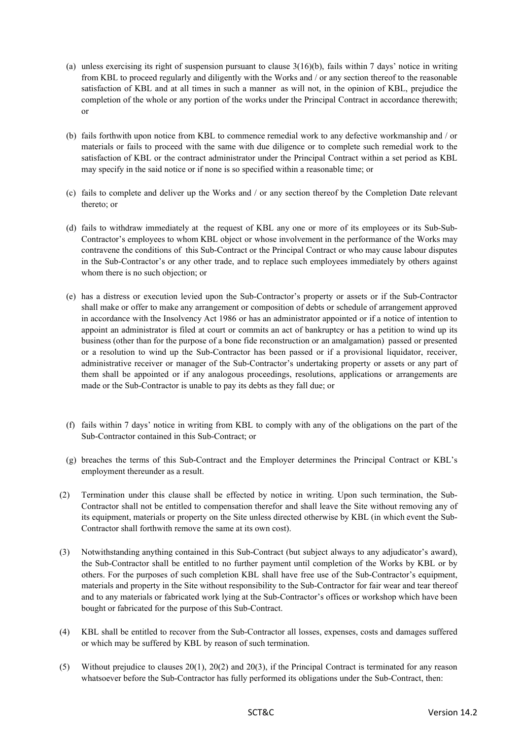(a) unless exercising its right of suspension pursuant to clause 3(16)(b), fails within 7 days' notice in writing from KBL to proceed regularly and diligently with the Works and / or any section thereof to the reasonable satisfaction of KBL and at all times in such a manner as will not, in the opinion of KBL, prejudice the completion of the whole or any portion of the works under the Principal Contract in accordance therewith; or

(b) fails forthwith upon notice from KBL to commence remedial work to any defective workmanship and / or materials or fails to proceed with the same with due diligence or to complete such remedial work to the satisfaction of KBL or the contract administrator under the Principal Contract within a set period as KBL may specify in the said notice or if none is so specified within a reasonable time; or

(c) fails to complete and deliver up the Works and / or any section thereof by the Completion Date relevant thereto; or

(d) fails to withdraw immediately at the request of KBL any one or more of its employees or its Sub-Sub-Contractor's employees to whom KBL object or whose involvement in the performance of the Works may contravene the conditions of this Sub-Contract or the Principal Contract or who may cause labour disputes in the Sub-Contractor's or any other trade, and to replace such employees immediately by others against whom there is no such objection; or

(e) has a distress or execution levied upon the Sub-Contractor's property or assets or if the Sub-Contractor shall make or offer to make any arrangement or composition of debts or schedule of arrangement approved in accordance with the Insolvency Act 1986 or has an administrator appointed or if a notice of intention to appoint an administrator is filed at court or commits an act of bankruptcy or has a petition to wind up its business (other than for the purpose of a bone fide reconstruction or an amalgamation) passed or presented or a resolution to wind up the Sub-Contractor has been passed or if a provisional liquidator, receiver, administrative receiver or manager of the Sub-Contractor's undertaking property or assets or any part of them shall be appointed or if any analogous proceedings, resolutions, applications or arrangements are made or the Sub-Contractor is unable to pay its debts as they fall due; or

(f) fails within 7 days' notice in writing from KBL to comply with any of the obligations on the part of the Sub-Contractor contained in this Sub-Contract; or

(g) breaches the terms of this Sub-Contract and the Employer determines the Principal Contract or KBL's employment thereunder as a result.

(2) Termination under this clause shall be effected by notice in writing. Upon such termination, the Sub-Contractor shall not be entitled to compensation therefor and shall leave the Site without removing any of its equipment, materials or property on the Site unless directed otherwise by KBL (in which event the Sub-Contractor shall forthwith remove the same at its own cost).

(3) Notwithstanding anything contained in this Sub-Contract (but subject always to any adjudicator's award), the Sub-Contractor shall be entitled to no further payment until completion of the Works by KBL or by others. For the purposes of such completion KBL shall have free use of the Sub-Contractor's equipment, materials and property in the Site without responsibility to the Sub-Contractor for fair wear and tear thereof and to any materials or fabricated work lying at the Sub-Contractor's offices or workshop which have been bought or fabricated for the purpose of this Sub-Contract.

(4) KBL shall be entitled to recover from the Sub-Contractor all losses, expenses, costs and damages suffered or which may be suffered by KBL by reason of such termination.

(5) Without prejudice to clauses 20(1), 20(2) and 20(3), if the Principal Contract is terminated for any reason whatsoever before the Sub-Contractor has fully performed its obligations under the Sub-Contract, then: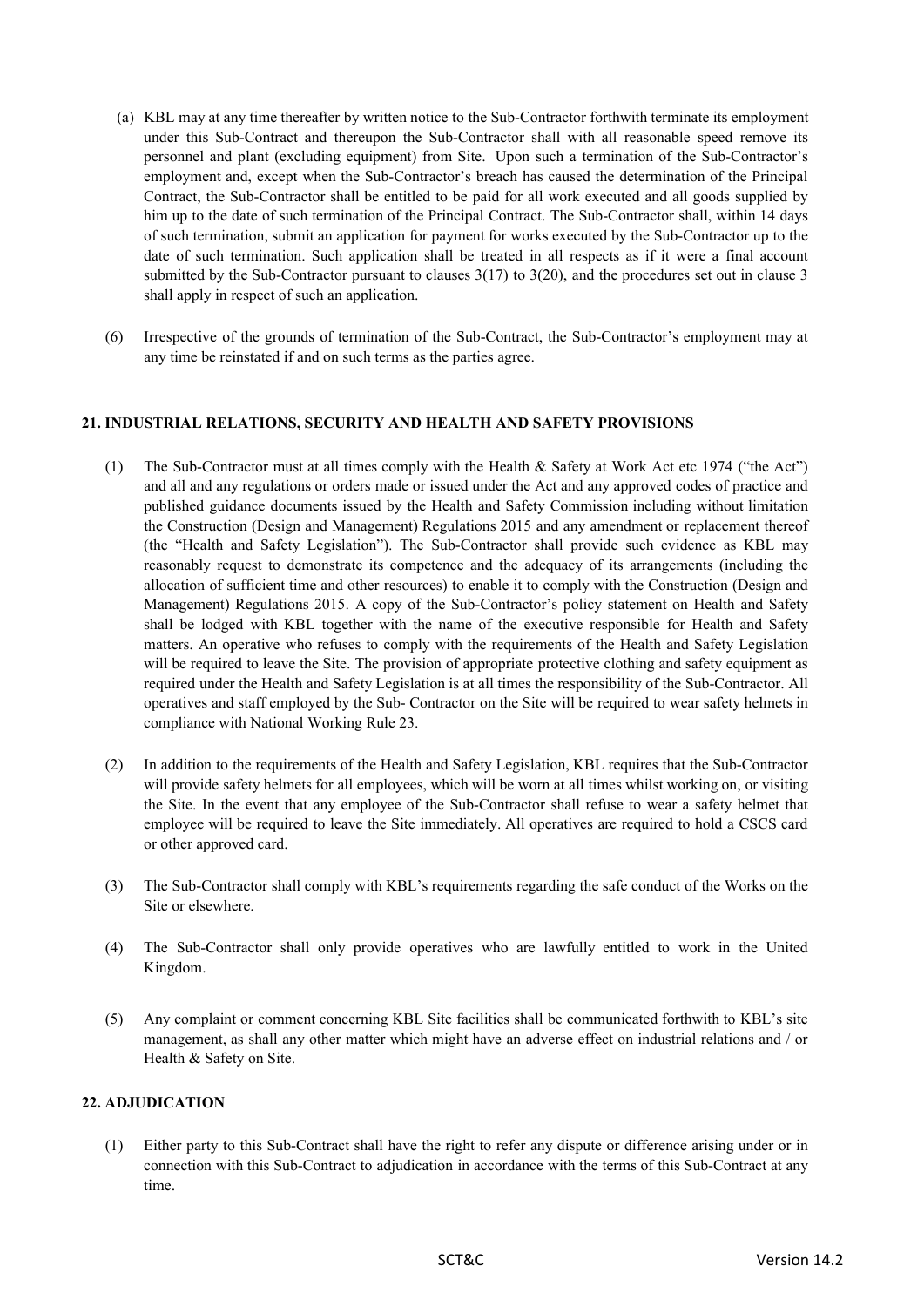(a) KBL may at any time thereafter by written notice to the Sub-Contractor forthwith terminate its employment under this Sub-Contract and thereupon the Sub-Contractor shall with all reasonable speed remove its personnel and plant (excluding equipment) from Site. Upon such a termination of the Sub-Contractor's employment and, except when the Sub-Contractor's breach has caused the determination of the Principal Contract, the Sub-Contractor shall be entitled to be paid for all work executed and all goods supplied by him up to the date of such termination of the Principal Contract. The Sub-Contractor shall, within 14 days of such termination, submit an application for payment for works executed by the Sub-Contractor up to the date of such termination. Such application shall be treated in all respects as if it were a final account submitted by the Sub-Contractor pursuant to clauses 3(17) to 3(20), and the procedures set out in clause 3 shall apply in respect of such an application.

(6) Irrespective of the grounds of termination of the Sub-Contract, the Sub-Contractor's employment may at any time be reinstated if and on such terms as the parties agree.

**21. INDUSTRIAL RELATIONS, SECURITY AND HEALTH AND SAFETY PROVISIONS**

(1) The Sub-Contractor must at all times comply with the Health & Safety at Work Act etc 1974 ("the Act") and all and any regulations or orders made or issued under the Act and any approved codes of practice and published guidance documents issued by the Health and Safety Commission including without limitation the Construction (Design and Management) Regulations 2015 and any amendment or replacement thereof (the "Health and Safety Legislation"). The Sub-Contractor shall provide such evidence as KBL may reasonably request to demonstrate its competence and the adequacy of its arrangements (including the allocation of sufficient time and other resources) to enable it to comply with the Construction (Design and Management) Regulations 2015. A copy of the Sub-Contractor's policy statement on Health and Safety shall be lodged with KBL together with the name of the executive responsible for Health and Safety matters. An operative who refuses to comply with the requirements of the Health and Safety Legislation will be required to leave the Site. The provision of appropriate protective clothing and safety equipment as required under the Health and Safety Legislation is at all times the responsibility of the Sub-Contractor. All operatives and staff employed by the Sub- Contractor on the Site will be required to wear safety helmets in compliance with National Working Rule 23.

(2) In addition to the requirements of the Health and Safety Legislation, KBL requires that the Sub-Contractor will provide safety helmets for all employees, which will be worn at all times whilst working on, or visiting the Site. In the event that any employee of the Sub-Contractor shall refuse to wear a safety helmet that employee will be required to leave the Site immediately. All operatives are required to hold a CSCS card or other approved card.

(3) The Sub-Contractor shall comply with KBL's requirements regarding the safe conduct of the Works on the Site or elsewhere.

(4) The Sub-Contractor shall only provide operatives who are lawfully entitled to work in the United Kingdom.

(5) Any complaint or comment concerning KBL Site facilities shall be communicated forthwith to KBL's site management, as shall any other matter which might have an adverse effect on industrial relations and / or Health & Safety on Site.

**22. ADJUDICATION**

(1) Either party to this Sub-Contract shall have the right to refer any dispute or difference arising under or in connection with this Sub-Contract to adjudication in accordance with the terms of this Sub-Contract at any time.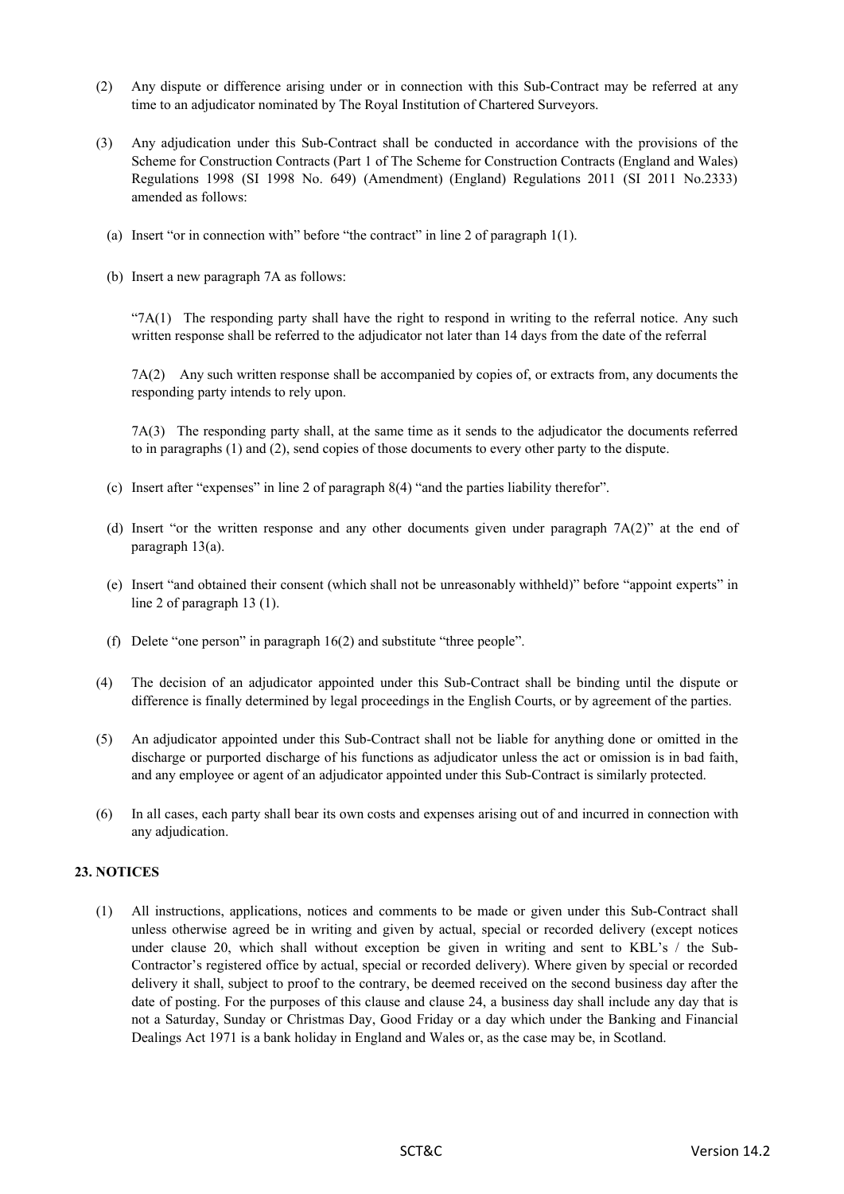(2) Any dispute or difference arising under or in connection with this Sub-Contract may be referred at any time to an adjudicator nominated by The Royal Institution of Chartered Surveyors.

(3) Any adjudication under this Sub-Contract shall be conducted in accordance with the provisions of the Scheme for Construction Contracts (Part 1 of The Scheme for Construction Contracts (England and Wales) Regulations 1998 (SI 1998 No. 649) (Amendment) (England) Regulations 2011 (SI 2011 No.2333) amended as follows:

(a) Insert "or in connection with" before "the contract" in line 2 of paragraph 1(1).

(b) Insert a new paragraph 7A as follows:

"7A(1) The responding party shall have the right to respond in writing to the referral notice. Any such written response shall be referred to the adjudicator not later than 14 days from the date of the referral

7A(2) Any such written response shall be accompanied by copies of, or extracts from, any documents the responding party intends to rely upon.

7A(3) The responding party shall, at the same time as it sends to the adjudicator the documents referred to in paragraphs (1) and (2), send copies of those documents to every other party to the dispute.

(c) Insert after "expenses" in line 2 of paragraph 8(4) "and the parties liability therefor".

(d) Insert "or the written response and any other documents given under paragraph 7A(2)" at the end of paragraph 13(a).

(e) Insert "and obtained their consent (which shall not be unreasonably withheld)" before "appoint experts" in line 2 of paragraph 13 (1).

(f) Delete "one person" in paragraph 16(2) and substitute "three people".

(4) The decision of an adjudicator appointed under this Sub-Contract shall be binding until the dispute or difference is finally determined by legal proceedings in the English Courts, or by agreement of the parties.

(5) An adjudicator appointed under this Sub-Contract shall not be liable for anything done or omitted in the discharge or purported discharge of his functions as adjudicator unless the act or omission is in bad faith, and any employee or agent of an adjudicator appointed under this Sub-Contract is similarly protected.

(6) In all cases, each party shall bear its own costs and expenses arising out of and incurred in connection with any adjudication.

**23. NOTICES**

(1) All instructions, applications, notices and comments to be made or given under this Sub-Contract shall unless otherwise agreed be in writing and given by actual, special or recorded delivery (except notices under clause 20, which shall without exception be given in writing and sent to KBL's / the Sub-Contractor's registered office by actual, special or recorded delivery). Where given by special or recorded delivery it shall, subject to proof to the contrary, be deemed received on the second business day after the date of posting. For the purposes of this clause and clause 24, a business day shall include any day that is not a Saturday, Sunday or Christmas Day, Good Friday or a day which under the Banking and Financial Dealings Act 1971 is a bank holiday in England and Wales or, as the case may be, in Scotland.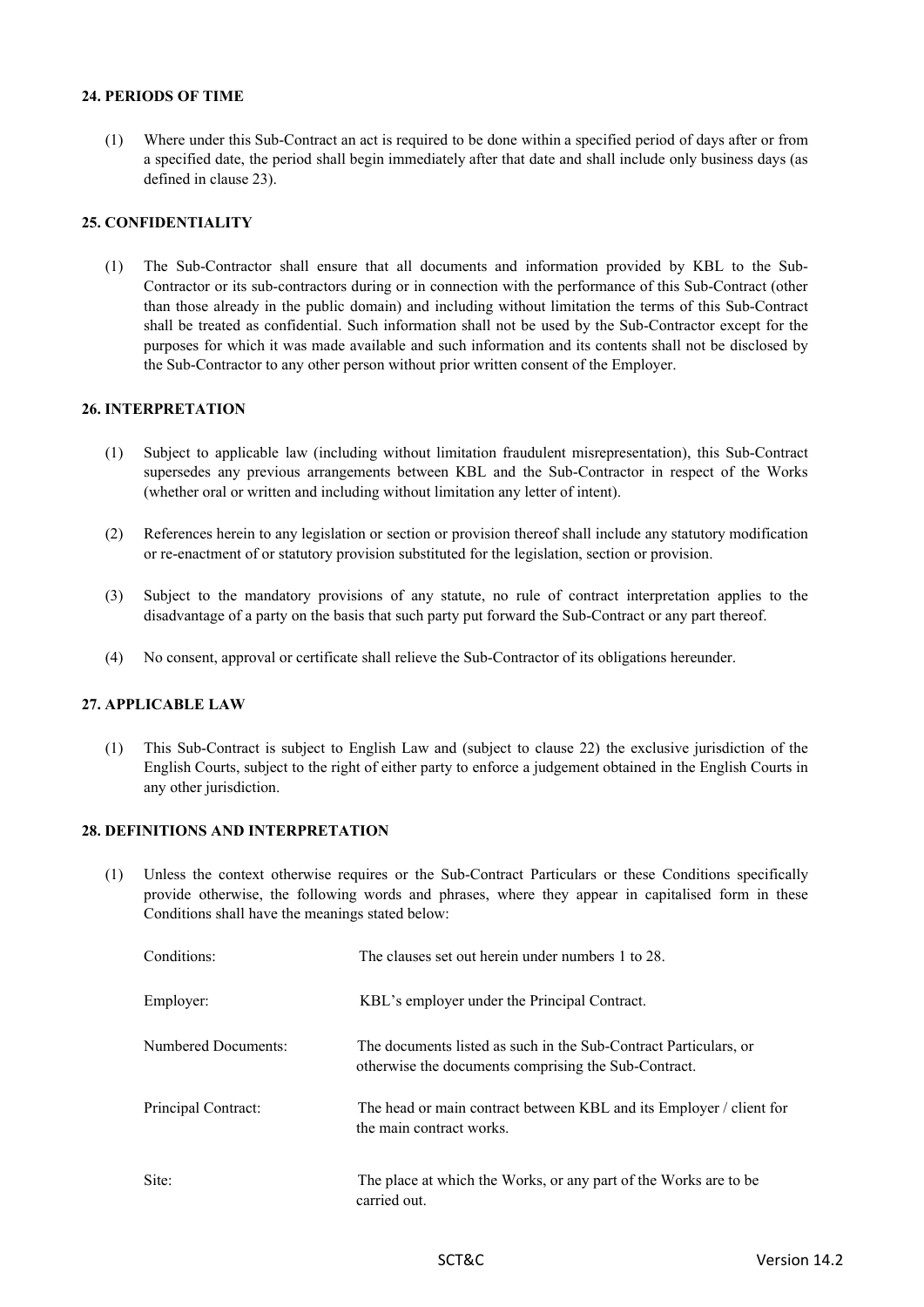**24. PERIODS OF TIME**

(1) Where under this Sub-Contract an act is required to be done within a specified period of days after or from a specified date, the period shall begin immediately after that date and shall include only business days (as defined in clause 23).

**25. CONFIDENTIALITY**

(1) The Sub-Contractor shall ensure that all documents and information provided by KBL to the Sub-Contractor or its sub-contractors during or in connection with the performance of this Sub-Contract (other than those already in the public domain) and including without limitation the terms of this Sub-Contract shall be treated as confidential. Such information shall not be used by the Sub-Contractor except for the purposes for which it was made available and such information and its contents shall not be disclosed by the Sub-Contractor to any other person without prior written consent of the Employer.

**26. INTERPRETATION**

(1) Subject to applicable law (including without limitation fraudulent misrepresentation), this Sub-Contract supersedes any previous arrangements between KBL and the Sub-Contractor in respect of the Works (whether oral or written and including without limitation any letter of intent).

(2) References herein to any legislation or section or provision thereof shall include any statutory modification or re-enactment of or statutory provision substituted for the legislation, section or provision.

(3) Subject to the mandatory provisions of any statute, no rule of contract interpretation applies to the disadvantage of a party on the basis that such party put forward the Sub-Contract or any part thereof.

(4) No consent, approval or certificate shall relieve the Sub-Contractor of its obligations hereunder.

**27. APPLICABLE LAW**

(1) This Sub-Contract is subject to English Law and (subject to clause 22) the exclusive jurisdiction of the English Courts, subject to the right of either party to enforce a judgement obtained in the English Courts in any other jurisdiction.

**28. DEFINITIONS AND INTERPRETATION**

(1) Unless the context otherwise requires or the Sub-Contract Particulars or these Conditions specifically provide otherwise, the following words and phrases, where they appear in capitalised form in these Conditions shall have the meanings stated below:

| | |
|---|---|
| Conditions: | The clauses set out herein under numbers 1 to 28. |
| Employer: | KBL's employer under the Principal Contract. |
| Numbered Documents: | The documents listed as such in the Sub-Contract Particulars, or otherwise the documents comprising the Sub-Contract. |
| Principal Contract: | The head or main contract between KBL and its Employer / client for the main contract works. |
| Site: | The place at which the Works, or any part of the Works are to be carried out. |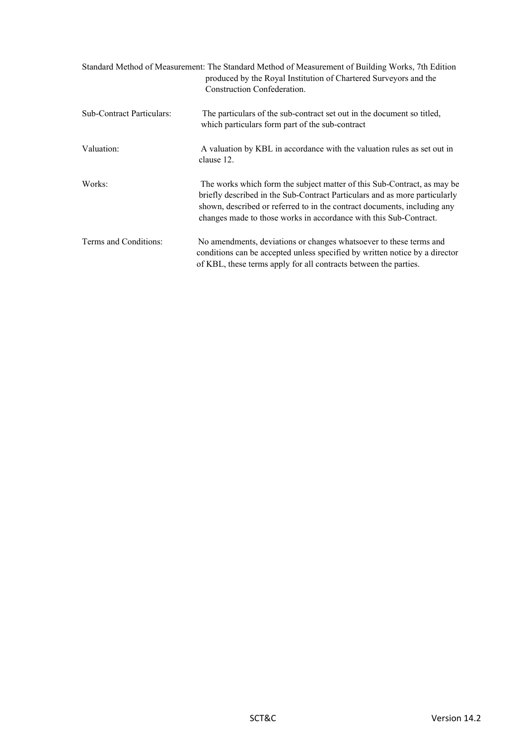Standard Method of Measurement: The Standard Method of Measurement of Building Works, 7th Edition produced by the Royal Institution of Chartered Surveyors and the Construction Confederation.

Sub-Contract Particulars: The particulars of the sub-contract set out in the document so titled, which particulars form part of the sub-contract

Valuation: A valuation by KBL in accordance with the valuation rules as set out in clause 12.

Works: The works which form the subject matter of this Sub-Contract, as may be briefly described in the Sub-Contract Particulars and as more particularly shown, described or referred to in the contract documents, including any changes made to those works in accordance with this Sub-Contract.

Terms and Conditions: No amendments, deviations or changes whatsoever to these terms and conditions can be accepted unless specified by written notice by a director of KBL, these terms apply for all contracts between the parties.